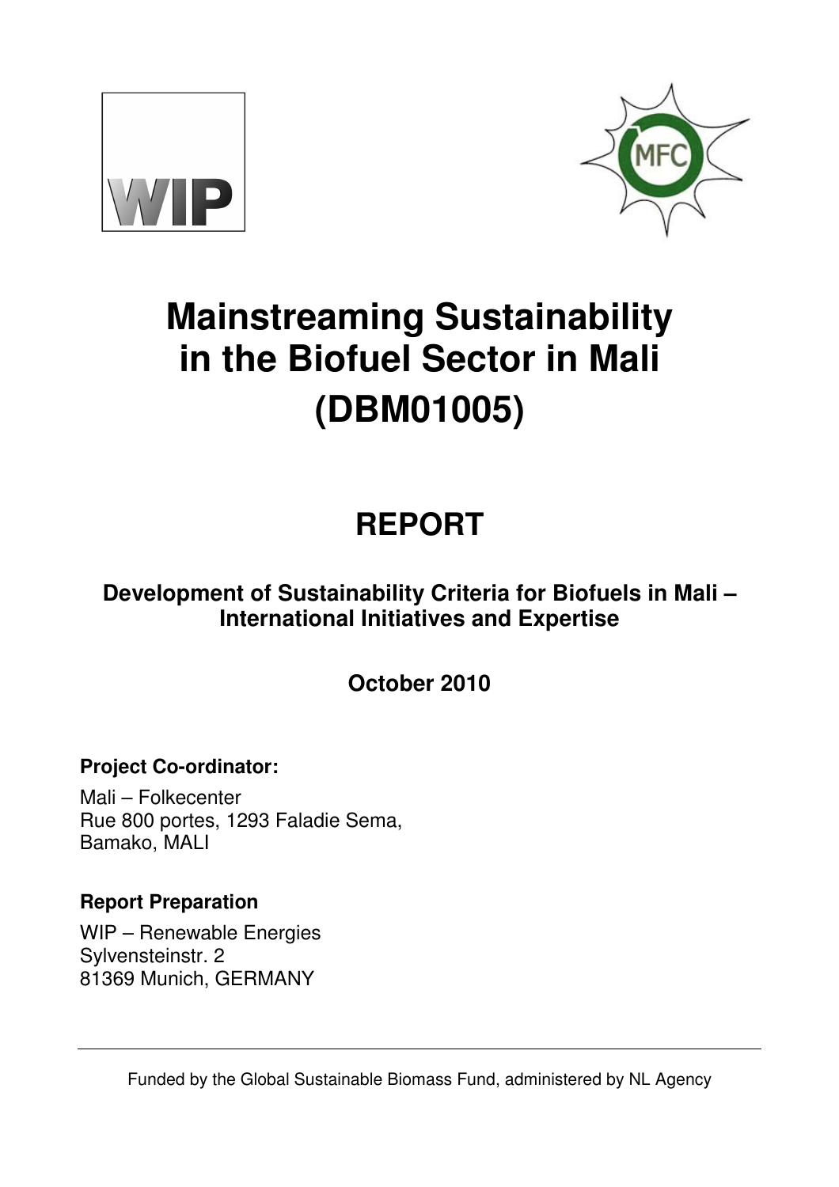# Mainstreaming Sustainability in the Biofuel Sector in Mali (DBM01005)

## REPORT

### Development of Sustainability Criteria for Biofuels in Mali – International Initiatives and Expertise

**October 2010**

**Project Co-ordinator:**

Mali – Folkecenter
Rue 800 portes, 1293 Faladie Sema,
Bamako, MALI

**Report Preparation**

WIP – Renewable Energies
Sylvensteinstr. 2
81369 Munich, GERMANY

---

Funded by the Global Sustainable Biomass Fund, administered by NL Agency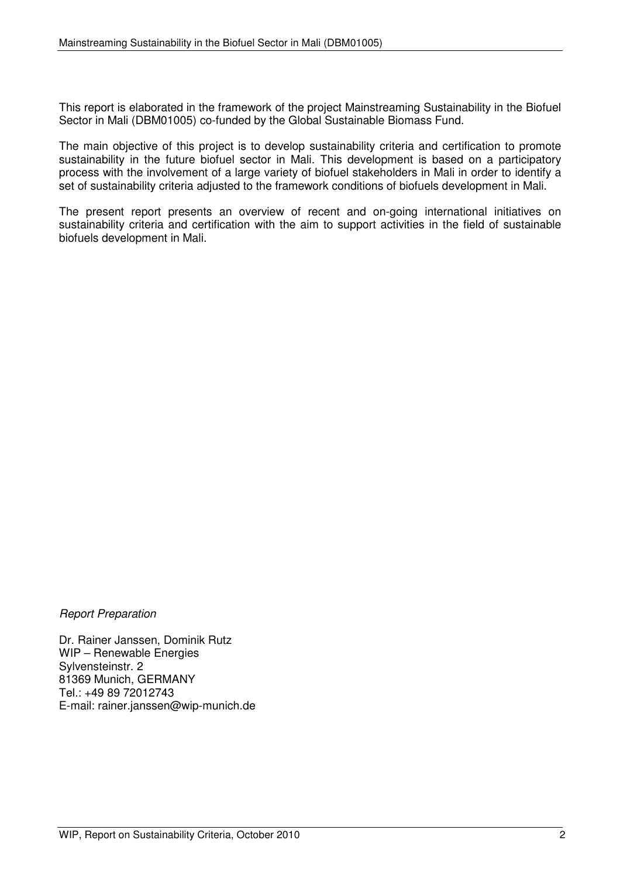This report is elaborated in the framework of the project Mainstreaming Sustainability in the Biofuel Sector in Mali (DBM01005) co-funded by the Global Sustainable Biomass Fund.

The main objective of this project is to develop sustainability criteria and certification to promote sustainability in the future biofuel sector in Mali. This development is based on a participatory process with the involvement of a large variety of biofuel stakeholders in Mali in order to identify a set of sustainability criteria adjusted to the framework conditions of biofuels development in Mali.

The present report presents an overview of recent and on-going international initiatives on sustainability criteria and certification with the aim to support activities in the field of sustainable biofuels development in Mali.

*Report Preparation*

Dr. Rainer Janssen, Dominik Rutz
WIP – Renewable Energies
Sylvensteinstr. 2
81369 Munich, GERMANY
Tel.: +49 89 72012743
E-mail: rainer.janssen@wip-munich.de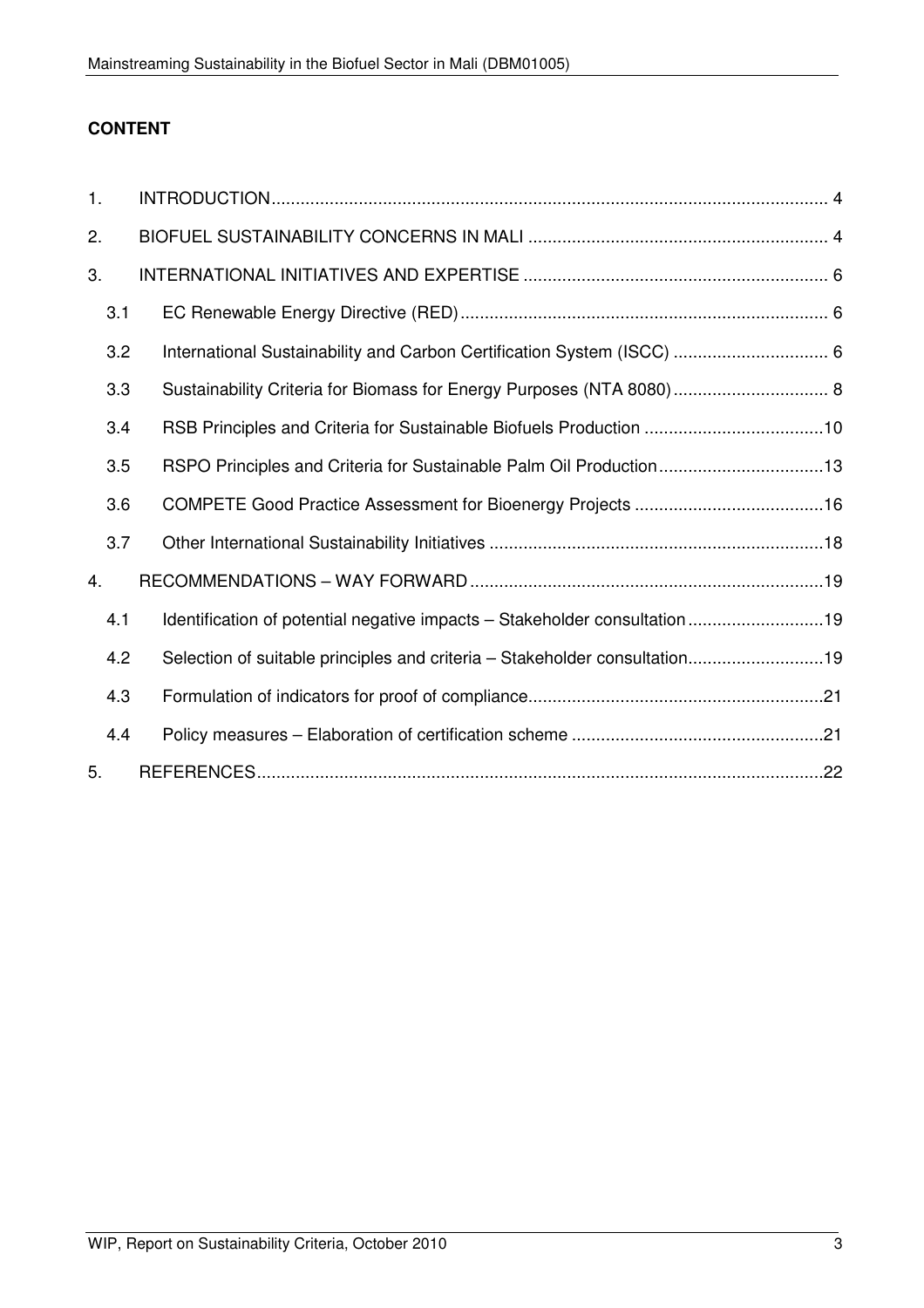**CONTENT**

| | | |
|---|---|---|
| 1. | INTRODUCTION | 4 |
| 2. | BIOFUEL SUSTAINABILITY CONCERNS IN MALI | 4 |
| 3. | INTERNATIONAL INITIATIVES AND EXPERTISE | 6 |
| 3.1 | EC Renewable Energy Directive (RED) | 6 |
| 3.2 | International Sustainability and Carbon Certification System (ISCC) | 6 |
| 3.3 | Sustainability Criteria for Biomass for Energy Purposes (NTA 8080) | 8 |
| 3.4 | RSB Principles and Criteria for Sustainable Biofuels Production | 10 |
| 3.5 | RSPO Principles and Criteria for Sustainable Palm Oil Production | 13 |
| 3.6 | COMPETE Good Practice Assessment for Bioenergy Projects | 16 |
| 3.7 | Other International Sustainability Initiatives | 18 |
| 4. | RECOMMENDATIONS – WAY FORWARD | 19 |
| 4.1 | Identification of potential negative impacts – Stakeholder consultation | 19 |
| 4.2 | Selection of suitable principles and criteria – Stakeholder consultation | 19 |
| 4.3 | Formulation of indicators for proof of compliance | 21 |
| 4.4 | Policy measures – Elaboration of certification scheme | 21 |
| 5. | REFERENCES | 22 |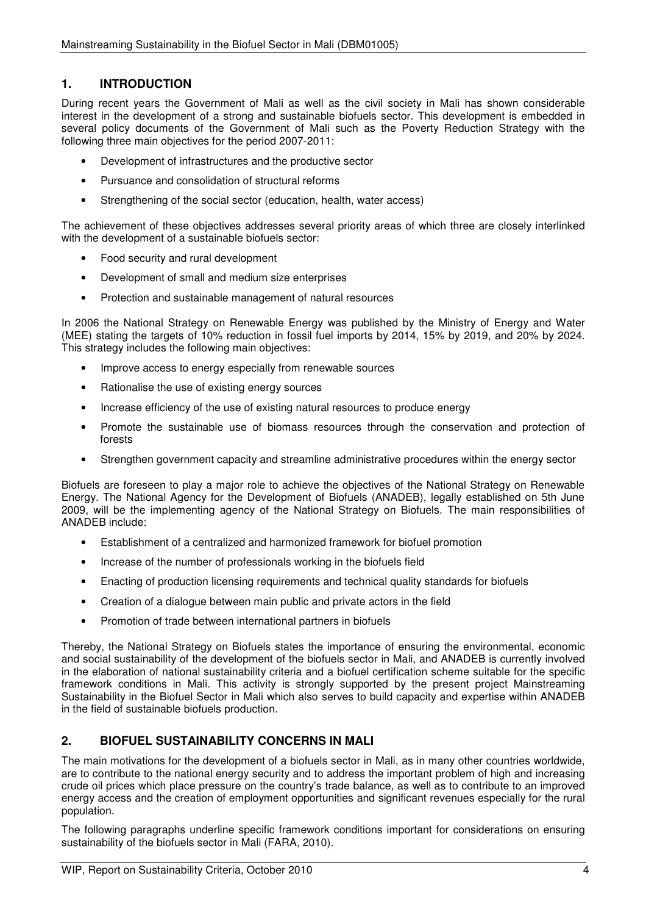## 1. INTRODUCTION

During recent years the Government of Mali as well as the civil society in Mali has shown considerable interest in the development of a strong and sustainable biofuels sector. This development is embedded in several policy documents of the Government of Mali such as the Poverty Reduction Strategy with the following three main objectives for the period 2007-2011:

- Development of infrastructures and the productive sector
- Pursuance and consolidation of structural reforms
- Strengthening of the social sector (education, health, water access)

The achievement of these objectives addresses several priority areas of which three are closely interlinked with the development of a sustainable biofuels sector:

- Food security and rural development
- Development of small and medium size enterprises
- Protection and sustainable management of natural resources

In 2006 the National Strategy on Renewable Energy was published by the Ministry of Energy and Water (MEE) stating the targets of 10% reduction in fossil fuel imports by 2014, 15% by 2019, and 20% by 2024. This strategy includes the following main objectives:

- Improve access to energy especially from renewable sources
- Rationalise the use of existing energy sources
- Increase efficiency of the use of existing natural resources to produce energy
- Promote the sustainable use of biomass resources through the conservation and protection of forests
- Strengthen government capacity and streamline administrative procedures within the energy sector

Biofuels are foreseen to play a major role to achieve the objectives of the National Strategy on Renewable Energy. The National Agency for the Development of Biofuels (ANADEB), legally established on 5th June 2009, will be the implementing agency of the National Strategy on Biofuels. The main responsibilities of ANADEB include:

- Establishment of a centralized and harmonized framework for biofuel promotion
- Increase of the number of professionals working in the biofuels field
- Enacting of production licensing requirements and technical quality standards for biofuels
- Creation of a dialogue between main public and private actors in the field
- Promotion of trade between international partners in biofuels

Thereby, the National Strategy on Biofuels states the importance of ensuring the environmental, economic and social sustainability of the development of the biofuels sector in Mali, and ANADEB is currently involved in the elaboration of national sustainability criteria and a biofuel certification scheme suitable for the specific framework conditions in Mali. This activity is strongly supported by the present project Mainstreaming Sustainability in the Biofuel Sector in Mali which also serves to build capacity and expertise within ANADEB in the field of sustainable biofuels production.

## 2. BIOFUEL SUSTAINABILITY CONCERNS IN MALI

The main motivations for the development of a biofuels sector in Mali, as in many other countries worldwide, are to contribute to the national energy security and to address the important problem of high and increasing crude oil prices which place pressure on the country's trade balance, as well as to contribute to an improved energy access and the creation of employment opportunities and significant revenues especially for the rural population.

The following paragraphs underline specific framework conditions important for considerations on ensuring sustainability of the biofuels sector in Mali (FARA, 2010).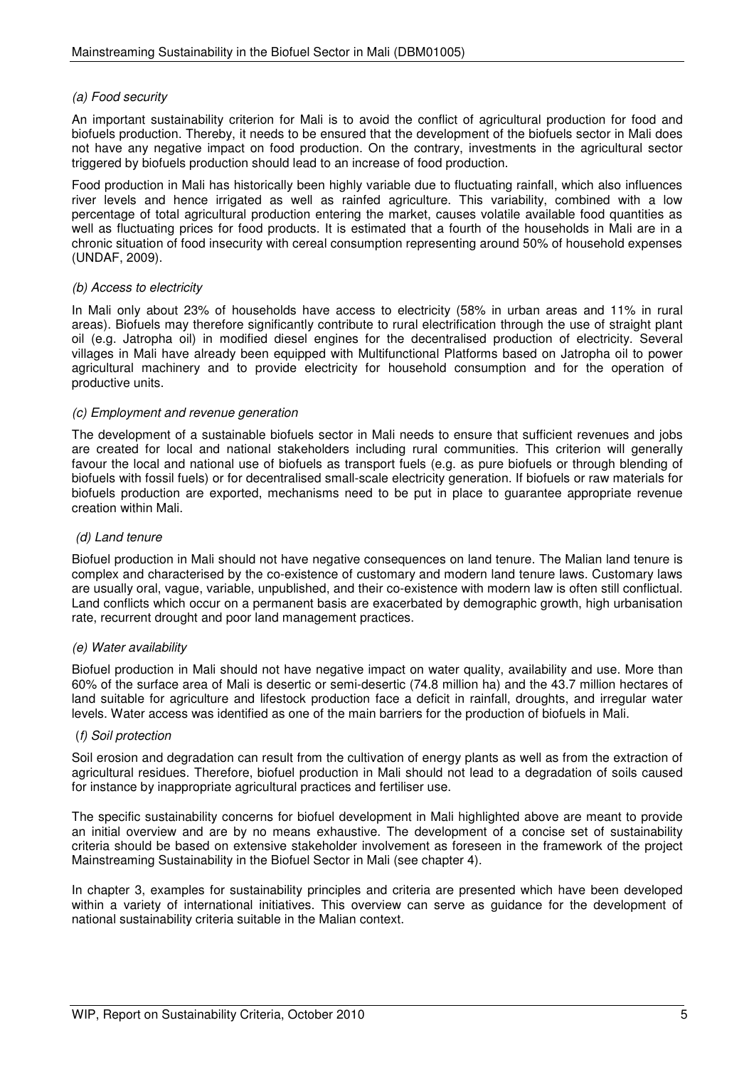*(a) Food security*

An important sustainability criterion for Mali is to avoid the conflict of agricultural production for food and biofuels production. Thereby, it needs to be ensured that the development of the biofuels sector in Mali does not have any negative impact on food production. On the contrary, investments in the agricultural sector triggered by biofuels production should lead to an increase of food production.

Food production in Mali has historically been highly variable due to fluctuating rainfall, which also influences river levels and hence irrigated as well as rainfed agriculture. This variability, combined with a low percentage of total agricultural production entering the market, causes volatile available food quantities as well as fluctuating prices for food products. It is estimated that a fourth of the households in Mali are in a chronic situation of food insecurity with cereal consumption representing around 50% of household expenses (UNDAF, 2009).

*(b) Access to electricity*

In Mali only about 23% of households have access to electricity (58% in urban areas and 11% in rural areas). Biofuels may therefore significantly contribute to rural electrification through the use of straight plant oil (e.g. Jatropha oil) in modified diesel engines for the decentralised production of electricity. Several villages in Mali have already been equipped with Multifunctional Platforms based on Jatropha oil to power agricultural machinery and to provide electricity for household consumption and for the operation of productive units.

*(c) Employment and revenue generation*

The development of a sustainable biofuels sector in Mali needs to ensure that sufficient revenues and jobs are created for local and national stakeholders including rural communities. This criterion will generally favour the local and national use of biofuels as transport fuels (e.g. as pure biofuels or through blending of biofuels with fossil fuels) or for decentralised small-scale electricity generation. If biofuels or raw materials for biofuels production are exported, mechanisms need to be put in place to guarantee appropriate revenue creation within Mali.

*(d) Land tenure*

Biofuel production in Mali should not have negative consequences on land tenure. The Malian land tenure is complex and characterised by the co-existence of customary and modern land tenure laws. Customary laws are usually oral, vague, variable, unpublished, and their co-existence with modern law is often still conflictual. Land conflicts which occur on a permanent basis are exacerbated by demographic growth, high urbanisation rate, recurrent drought and poor land management practices.

*(e) Water availability*

Biofuel production in Mali should not have negative impact on water quality, availability and use. More than 60% of the surface area of Mali is desertic or semi-desertic (74.8 million ha) and the 43.7 million hectares of land suitable for agriculture and lifestock production face a deficit in rainfall, droughts, and irregular water levels. Water access was identified as one of the main barriers for the production of biofuels in Mali.

*(f) Soil protection*

Soil erosion and degradation can result from the cultivation of energy plants as well as from the extraction of agricultural residues. Therefore, biofuel production in Mali should not lead to a degradation of soils caused for instance by inappropriate agricultural practices and fertiliser use.

The specific sustainability concerns for biofuel development in Mali highlighted above are meant to provide an initial overview and are by no means exhaustive. The development of a concise set of sustainability criteria should be based on extensive stakeholder involvement as foreseen in the framework of the project Mainstreaming Sustainability in the Biofuel Sector in Mali (see chapter 4).

In chapter 3, examples for sustainability principles and criteria are presented which have been developed within a variety of international initiatives. This overview can serve as guidance for the development of national sustainability criteria suitable in the Malian context.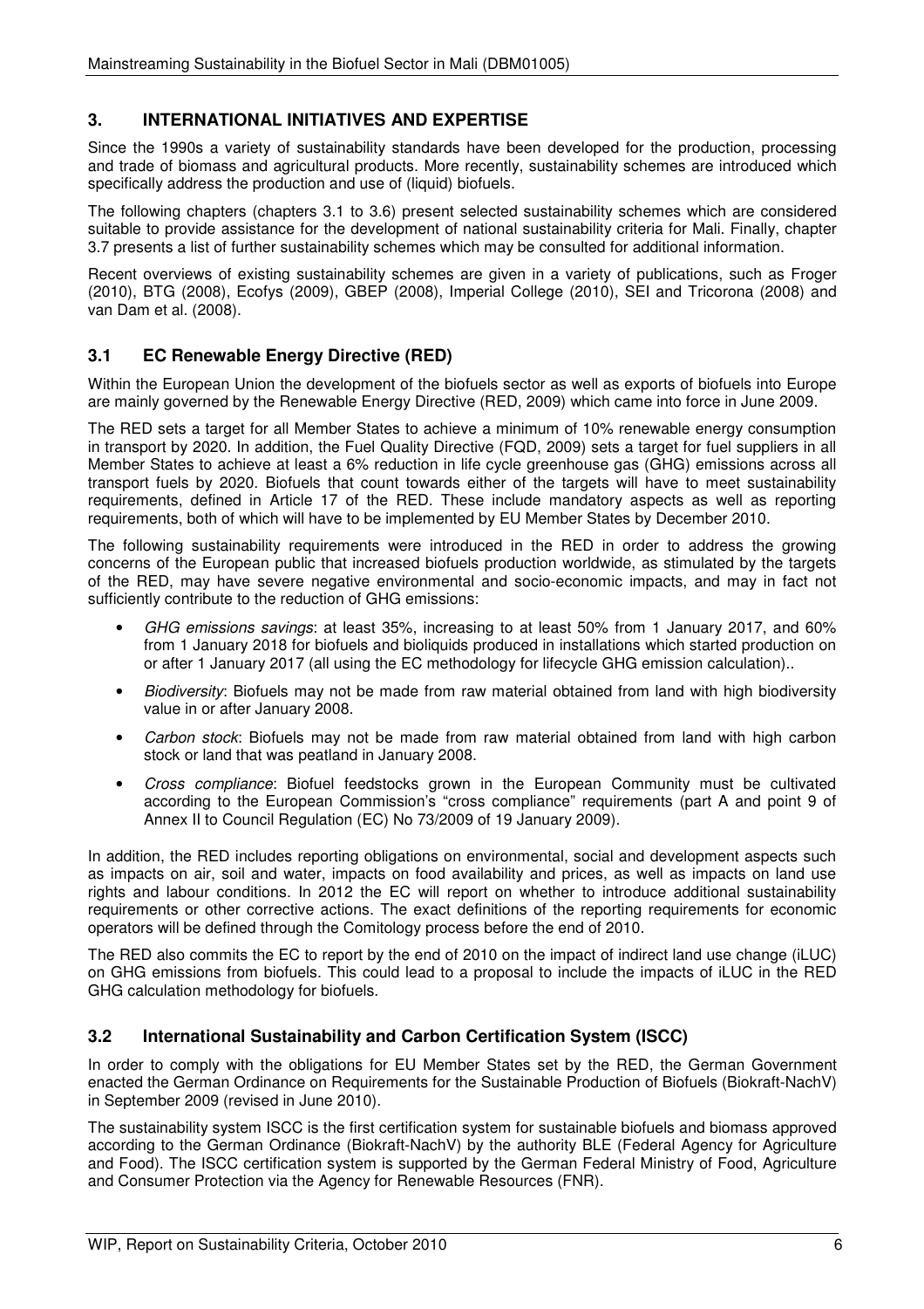## 3. INTERNATIONAL INITIATIVES AND EXPERTISE

Since the 1990s a variety of sustainability standards have been developed for the production, processing and trade of biomass and agricultural products. More recently, sustainability schemes are introduced which specifically address the production and use of (liquid) biofuels.

The following chapters (chapters 3.1 to 3.6) present selected sustainability schemes which are considered suitable to provide assistance for the development of national sustainability criteria for Mali. Finally, chapter 3.7 presents a list of further sustainability schemes which may be consulted for additional information.

Recent overviews of existing sustainability schemes are given in a variety of publications, such as Froger (2010), BTG (2008), Ecofys (2009), GBEP (2008), Imperial College (2010), SEI and Tricorona (2008) and van Dam et al. (2008).

### 3.1 EC Renewable Energy Directive (RED)

Within the European Union the development of the biofuels sector as well as exports of biofuels into Europe are mainly governed by the Renewable Energy Directive (RED, 2009) which came into force in June 2009.

The RED sets a target for all Member States to achieve a minimum of 10% renewable energy consumption in transport by 2020. In addition, the Fuel Quality Directive (FQD, 2009) sets a target for fuel suppliers in all Member States to achieve at least a 6% reduction in life cycle greenhouse gas (GHG) emissions across all transport fuels by 2020. Biofuels that count towards either of the targets will have to meet sustainability requirements, defined in Article 17 of the RED. These include mandatory aspects as well as reporting requirements, both of which will have to be implemented by EU Member States by December 2010.

The following sustainability requirements were introduced in the RED in order to address the growing concerns of the European public that increased biofuels production worldwide, as stimulated by the targets of the RED, may have severe negative environmental and socio-economic impacts, and may in fact not sufficiently contribute to the reduction of GHG emissions:

- *GHG emissions savings*: at least 35%, increasing to at least 50% from 1 January 2017, and 60% from 1 January 2018 for biofuels and bioliquids produced in installations which started production on or after 1 January 2017 (all using the EC methodology for lifecycle GHG emission calculation)..
- *Biodiversity*: Biofuels may not be made from raw material obtained from land with high biodiversity value in or after January 2008.
- *Carbon stock*: Biofuels may not be made from raw material obtained from land with high carbon stock or land that was peatland in January 2008.
- *Cross compliance*: Biofuel feedstocks grown in the European Community must be cultivated according to the European Commission's "cross compliance" requirements (part A and point 9 of Annex II to Council Regulation (EC) No 73/2009 of 19 January 2009).

In addition, the RED includes reporting obligations on environmental, social and development aspects such as impacts on air, soil and water, impacts on food availability and prices, as well as impacts on land use rights and labour conditions. In 2012 the EC will report on whether to introduce additional sustainability requirements or other corrective actions. The exact definitions of the reporting requirements for economic operators will be defined through the Comitology process before the end of 2010.

The RED also commits the EC to report by the end of 2010 on the impact of indirect land use change (iLUC) on GHG emissions from biofuels. This could lead to a proposal to include the impacts of iLUC in the RED GHG calculation methodology for biofuels.

### 3.2 International Sustainability and Carbon Certification System (ISCC)

In order to comply with the obligations for EU Member States set by the RED, the German Government enacted the German Ordinance on Requirements for the Sustainable Production of Biofuels (Biokraft-NachV) in September 2009 (revised in June 2010).

The sustainability system ISCC is the first certification system for sustainable biofuels and biomass approved according to the German Ordinance (Biokraft-NachV) by the authority BLE (Federal Agency for Agriculture and Food). The ISCC certification system is supported by the German Federal Ministry of Food, Agriculture and Consumer Protection via the Agency for Renewable Resources (FNR).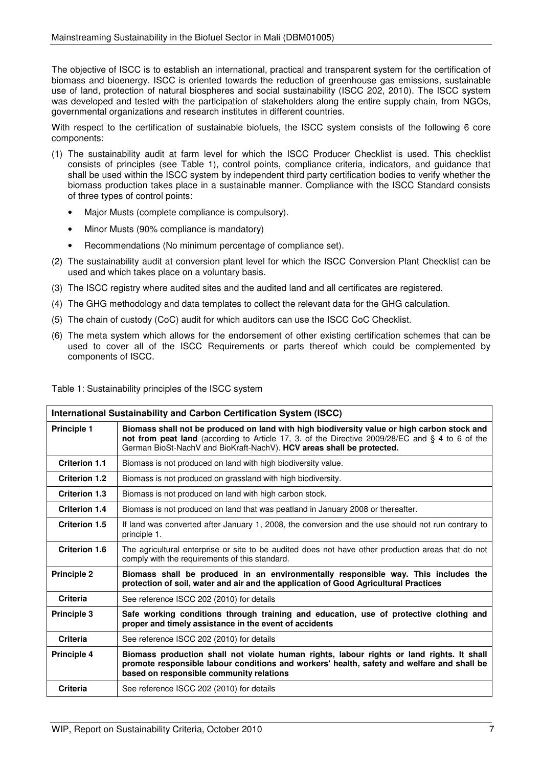The objective of ISCC is to establish an international, practical and transparent system for the certification of biomass and bioenergy. ISCC is oriented towards the reduction of greenhouse gas emissions, sustainable use of land, protection of natural biospheres and social sustainability (ISCC 202, 2010). The ISCC system was developed and tested with the participation of stakeholders along the entire supply chain, from NGOs, governmental organizations and research institutes in different countries.

With respect to the certification of sustainable biofuels, the ISCC system consists of the following 6 core components:

(1) The sustainability audit at farm level for which the ISCC Producer Checklist is used. This checklist consists of principles (see Table 1), control points, compliance criteria, indicators, and guidance that shall be used within the ISCC system by independent third party certification bodies to verify whether the biomass production takes place in a sustainable manner. Compliance with the ISCC Standard consists of three types of control points:

- Major Musts (complete compliance is compulsory).
- Minor Musts (90% compliance is mandatory)
- Recommendations (No minimum percentage of compliance set).

(2) The sustainability audit at conversion plant level for which the ISCC Conversion Plant Checklist can be used and which takes place on a voluntary basis.

(3) The ISCC registry where audited sites and the audited land and all certificates are registered.

(4) The GHG methodology and data templates to collect the relevant data for the GHG calculation.

(5) The chain of custody (CoC) audit for which auditors can use the ISCC CoC Checklist.

(6) The meta system which allows for the endorsement of other existing certification schemes that can be used to cover all of the ISCC Requirements or parts thereof which could be complemented by components of ISCC.

Table 1: Sustainability principles of the ISCC system

| **International Sustainability and Carbon Certification System (ISCC)** | |
|---|---|
| **Principle 1** | **Biomass shall not be produced on land with high biodiversity value or high carbon stock and not from peat land** (according to Article 17, 3. of the Directive 2009/28/EC and § 4 to 6 of the German BioSt-NachV and BioKraft-NachV). **HCV areas shall be protected.** |
| **Criterion 1.1** | Biomass is not produced on land with high biodiversity value. |
| **Criterion 1.2** | Biomass is not produced on grassland with high biodiversity. |
| **Criterion 1.3** | Biomass is not produced on land with high carbon stock. |
| **Criterion 1.4** | Biomass is not produced on land that was peatland in January 2008 or thereafter. |
| **Criterion 1.5** | If land was converted after January 1, 2008, the conversion and the use should not run contrary to principle 1. |
| **Criterion 1.6** | The agricultural enterprise or site to be audited does not have other production areas that do not comply with the requirements of this standard. |
| **Principle 2** | **Biomass shall be produced in an environmentally responsible way. This includes the protection of soil, water and air and the application of Good Agricultural Practices** |
| **Criteria** | See reference ISCC 202 (2010) for details |
| **Principle 3** | **Safe working conditions through training and education, use of protective clothing and proper and timely assistance in the event of accidents** |
| **Criteria** | See reference ISCC 202 (2010) for details |
| **Principle 4** | **Biomass production shall not violate human rights, labour rights or land rights. It shall promote responsible labour conditions and workers' health, safety and welfare and shall be based on responsible community relations** |
| **Criteria** | See reference ISCC 202 (2010) for details |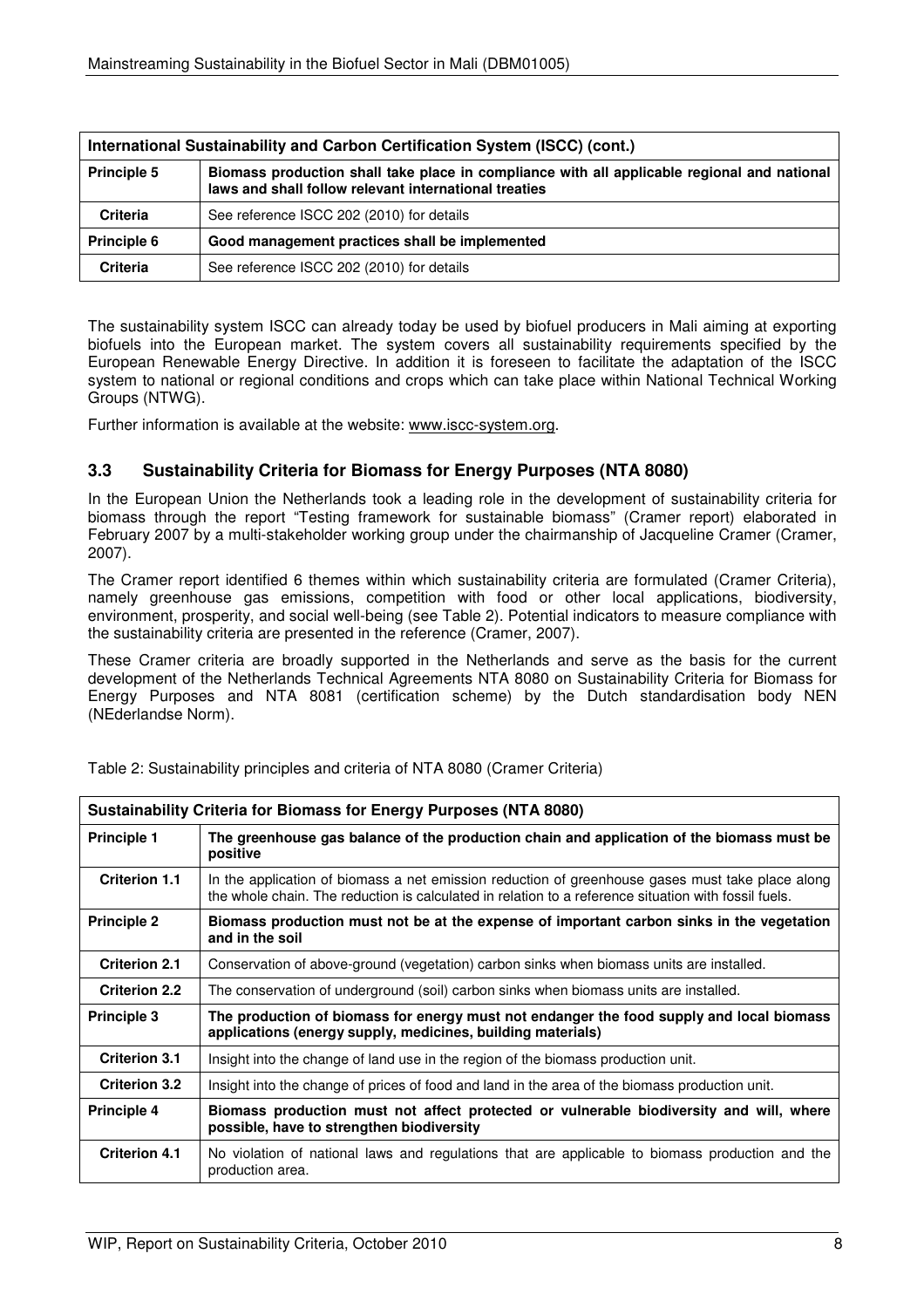| International Sustainability and Carbon Certification System (ISCC) (cont.) | |
|---|---|
| **Principle 5** | **Biomass production shall take place in compliance with all applicable regional and national laws and shall follow relevant international treaties** |
| **Criteria** | See reference ISCC 202 (2010) for details |
| **Principle 6** | **Good management practices shall be implemented** |
| **Criteria** | See reference ISCC 202 (2010) for details |

The sustainability system ISCC can already today be used by biofuel producers in Mali aiming at exporting biofuels into the European market. The system covers all sustainability requirements specified by the European Renewable Energy Directive. In addition it is foreseen to facilitate the adaptation of the ISCC system to national or regional conditions and crops which can take place within National Technical Working Groups (NTWG).

Further information is available at the website: www.iscc-system.org.

### 3.3 Sustainability Criteria for Biomass for Energy Purposes (NTA 8080)

In the European Union the Netherlands took a leading role in the development of sustainability criteria for biomass through the report "Testing framework for sustainable biomass" (Cramer report) elaborated in February 2007 by a multi-stakeholder working group under the chairmanship of Jacqueline Cramer (Cramer, 2007).

The Cramer report identified 6 themes within which sustainability criteria are formulated (Cramer Criteria), namely greenhouse gas emissions, competition with food or other local applications, biodiversity, environment, prosperity, and social well-being (see Table 2). Potential indicators to measure compliance with the sustainability criteria are presented in the reference (Cramer, 2007).

These Cramer criteria are broadly supported in the Netherlands and serve as the basis for the current development of the Netherlands Technical Agreements NTA 8080 on Sustainability Criteria for Biomass for Energy Purposes and NTA 8081 (certification scheme) by the Dutch standardisation body NEN (NEderlandse Norm).

Table 2: Sustainability principles and criteria of NTA 8080 (Cramer Criteria)

| Sustainability Criteria for Biomass for Energy Purposes (NTA 8080) | |
|---|---|
| **Principle 1** | **The greenhouse gas balance of the production chain and application of the biomass must be positive** |
| **Criterion 1.1** | In the application of biomass a net emission reduction of greenhouse gases must take place along the whole chain. The reduction is calculated in relation to a reference situation with fossil fuels. |
| **Principle 2** | **Biomass production must not be at the expense of important carbon sinks in the vegetation and in the soil** |
| **Criterion 2.1** | Conservation of above-ground (vegetation) carbon sinks when biomass units are installed. |
| **Criterion 2.2** | The conservation of underground (soil) carbon sinks when biomass units are installed. |
| **Principle 3** | **The production of biomass for energy must not endanger the food supply and local biomass applications (energy supply, medicines, building materials)** |
| **Criterion 3.1** | Insight into the change of land use in the region of the biomass production unit. |
| **Criterion 3.2** | Insight into the change of prices of food and land in the area of the biomass production unit. |
| **Principle 4** | **Biomass production must not affect protected or vulnerable biodiversity and will, where possible, have to strengthen biodiversity** |
| **Criterion 4.1** | No violation of national laws and regulations that are applicable to biomass production and the production area. |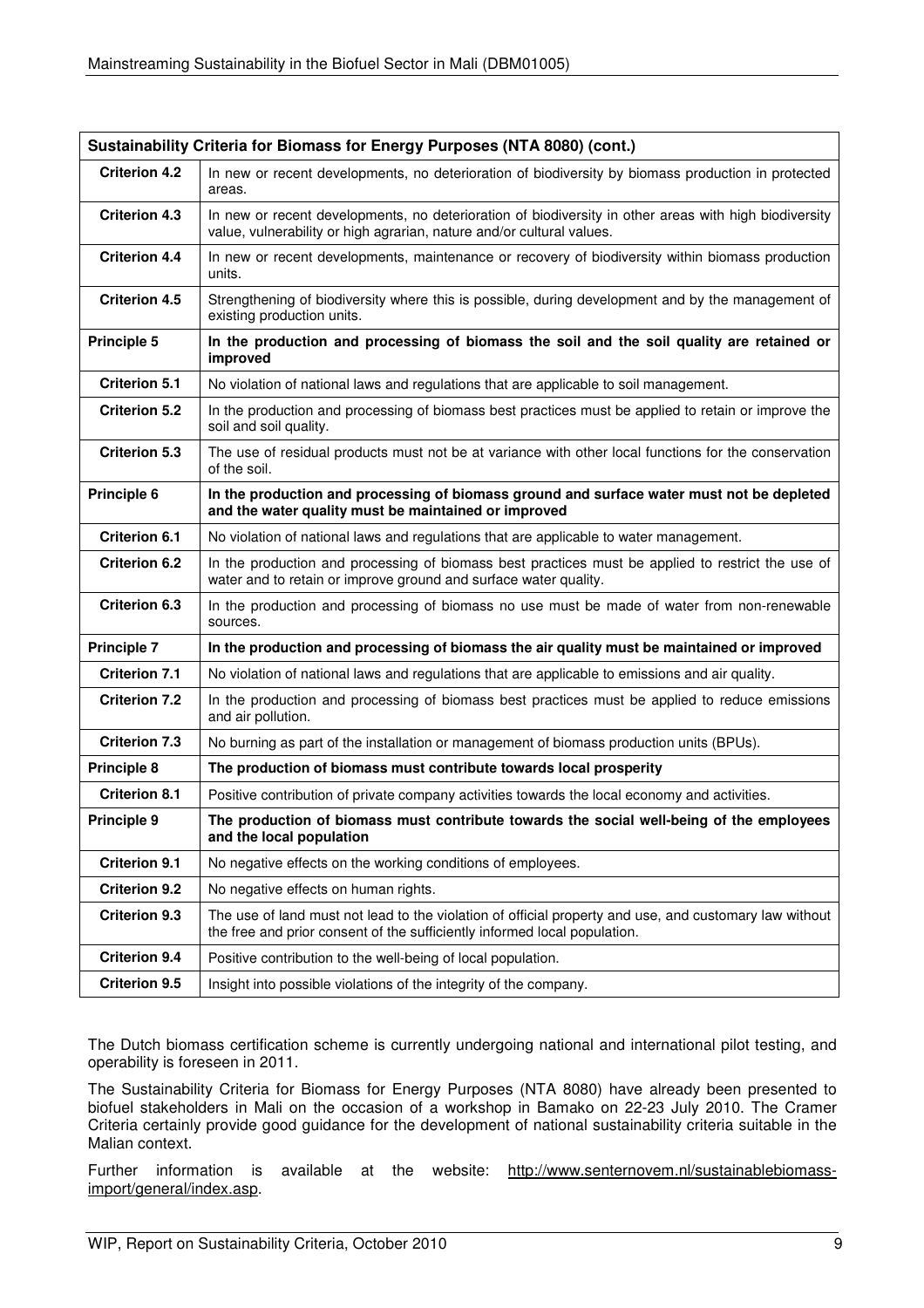| Sustainability Criteria for Biomass for Energy Purposes (NTA 8080) (cont.) | |
|---|---|
| **Criterion 4.2** | In new or recent developments, no deterioration of biodiversity by biomass production in protected areas. |
| **Criterion 4.3** | In new or recent developments, no deterioration of biodiversity in other areas with high biodiversity value, vulnerability or high agrarian, nature and/or cultural values. |
| **Criterion 4.4** | In new or recent developments, maintenance or recovery of biodiversity within biomass production units. |
| **Criterion 4.5** | Strengthening of biodiversity where this is possible, during development and by the management of existing production units. |
| **Principle 5** | **In the production and processing of biomass the soil and the soil quality are retained or improved** |
| **Criterion 5.1** | No violation of national laws and regulations that are applicable to soil management. |
| **Criterion 5.2** | In the production and processing of biomass best practices must be applied to retain or improve the soil and soil quality. |
| **Criterion 5.3** | The use of residual products must not be at variance with other local functions for the conservation of the soil. |
| **Principle 6** | **In the production and processing of biomass ground and surface water must not be depleted and the water quality must be maintained or improved** |
| **Criterion 6.1** | No violation of national laws and regulations that are applicable to water management. |
| **Criterion 6.2** | In the production and processing of biomass best practices must be applied to restrict the use of water and to retain or improve ground and surface water quality. |
| **Criterion 6.3** | In the production and processing of biomass no use must be made of water from non-renewable sources. |
| **Principle 7** | **In the production and processing of biomass the air quality must be maintained or improved** |
| **Criterion 7.1** | No violation of national laws and regulations that are applicable to emissions and air quality. |
| **Criterion 7.2** | In the production and processing of biomass best practices must be applied to reduce emissions and air pollution. |
| **Criterion 7.3** | No burning as part of the installation or management of biomass production units (BPUs). |
| **Principle 8** | **The production of biomass must contribute towards local prosperity** |
| **Criterion 8.1** | Positive contribution of private company activities towards the local economy and activities. |
| **Principle 9** | **The production of biomass must contribute towards the social well-being of the employees and the local population** |
| **Criterion 9.1** | No negative effects on the working conditions of employees. |
| **Criterion 9.2** | No negative effects on human rights. |
| **Criterion 9.3** | The use of land must not lead to the violation of official property and use, and customary law without the free and prior consent of the sufficiently informed local population. |
| **Criterion 9.4** | Positive contribution to the well-being of local population. |
| **Criterion 9.5** | Insight into possible violations of the integrity of the company. |

The Dutch biomass certification scheme is currently undergoing national and international pilot testing, and operability is foreseen in 2011.

The Sustainability Criteria for Biomass for Energy Purposes (NTA 8080) have already been presented to biofuel stakeholders in Mali on the occasion of a workshop in Bamako on 22-23 July 2010. The Cramer Criteria certainly provide good guidance for the development of national sustainability criteria suitable in the Malian context.

Further information is available at the website: http://www.senternovem.nl/sustainablebiomass-import/general/index.asp.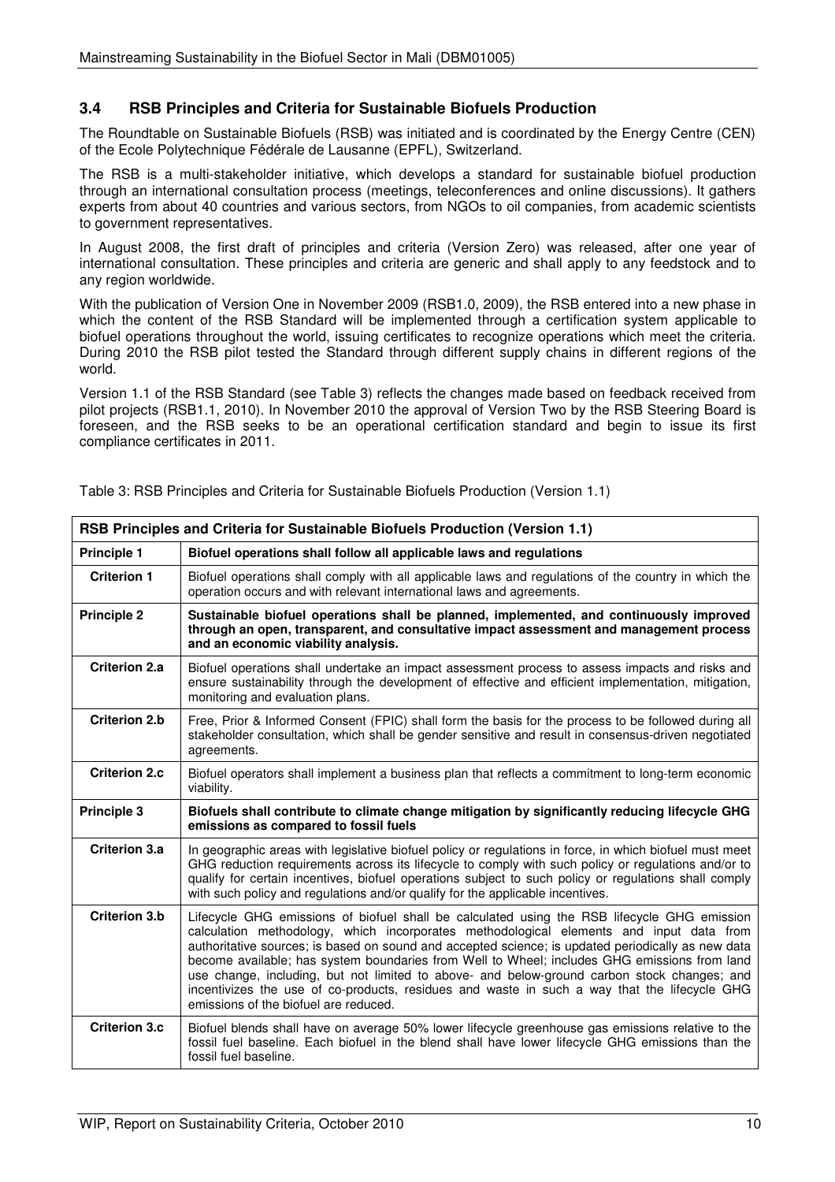### 3.4 RSB Principles and Criteria for Sustainable Biofuels Production

The Roundtable on Sustainable Biofuels (RSB) was initiated and is coordinated by the Energy Centre (CEN) of the Ecole Polytechnique Fédérale de Lausanne (EPFL), Switzerland.

The RSB is a multi-stakeholder initiative, which develops a standard for sustainable biofuel production through an international consultation process (meetings, teleconferences and online discussions). It gathers experts from about 40 countries and various sectors, from NGOs to oil companies, from academic scientists to government representatives.

In August 2008, the first draft of principles and criteria (Version Zero) was released, after one year of international consultation. These principles and criteria are generic and shall apply to any feedstock and to any region worldwide.

With the publication of Version One in November 2009 (RSB1.0, 2009), the RSB entered into a new phase in which the content of the RSB Standard will be implemented through a certification system applicable to biofuel operations throughout the world, issuing certificates to recognize operations which meet the criteria. During 2010 the RSB pilot tested the Standard through different supply chains in different regions of the world.

Version 1.1 of the RSB Standard (see Table 3) reflects the changes made based on feedback received from pilot projects (RSB1.1, 2010). In November 2010 the approval of Version Two by the RSB Steering Board is foreseen, and the RSB seeks to be an operational certification standard and begin to issue its first compliance certificates in 2011.

Table 3: RSB Principles and Criteria for Sustainable Biofuels Production (Version 1.1)

| **RSB Principles and Criteria for Sustainable Biofuels Production (Version 1.1)** | |
|---|---|
| **Principle 1** | **Biofuel operations shall follow all applicable laws and regulations** |
| **Criterion 1** | Biofuel operations shall comply with all applicable laws and regulations of the country in which the operation occurs and with relevant international laws and agreements. |
| **Principle 2** | **Sustainable biofuel operations shall be planned, implemented, and continuously improved through an open, transparent, and consultative impact assessment and management process and an economic viability analysis.** |
| **Criterion 2.a** | Biofuel operations shall undertake an impact assessment process to assess impacts and risks and ensure sustainability through the development of effective and efficient implementation, mitigation, monitoring and evaluation plans. |
| **Criterion 2.b** | Free, Prior & Informed Consent (FPIC) shall form the basis for the process to be followed during all stakeholder consultation, which shall be gender sensitive and result in consensus-driven negotiated agreements. |
| **Criterion 2.c** | Biofuel operators shall implement a business plan that reflects a commitment to long-term economic viability. |
| **Principle 3** | **Biofuels shall contribute to climate change mitigation by significantly reducing lifecycle GHG emissions as compared to fossil fuels** |
| **Criterion 3.a** | In geographic areas with legislative biofuel policy or regulations in force, in which biofuel must meet GHG reduction requirements across its lifecycle to comply with such policy or regulations and/or to qualify for certain incentives, biofuel operations subject to such policy or regulations shall comply with such policy and regulations and/or qualify for the applicable incentives. |
| **Criterion 3.b** | Lifecycle GHG emissions of biofuel shall be calculated using the RSB lifecycle GHG emission calculation methodology, which incorporates methodological elements and input data from authoritative sources; is based on sound and accepted science; is updated periodically as new data become available; has system boundaries from Well to Wheel; includes GHG emissions from land use change, including, but not limited to above- and below-ground carbon stock changes; and incentivizes the use of co-products, residues and waste in such a way that the lifecycle GHG emissions of the biofuel are reduced. |
| **Criterion 3.c** | Biofuel blends shall have on average 50% lower lifecycle greenhouse gas emissions relative to the fossil fuel baseline. Each biofuel in the blend shall have lower lifecycle GHG emissions than the fossil fuel baseline. |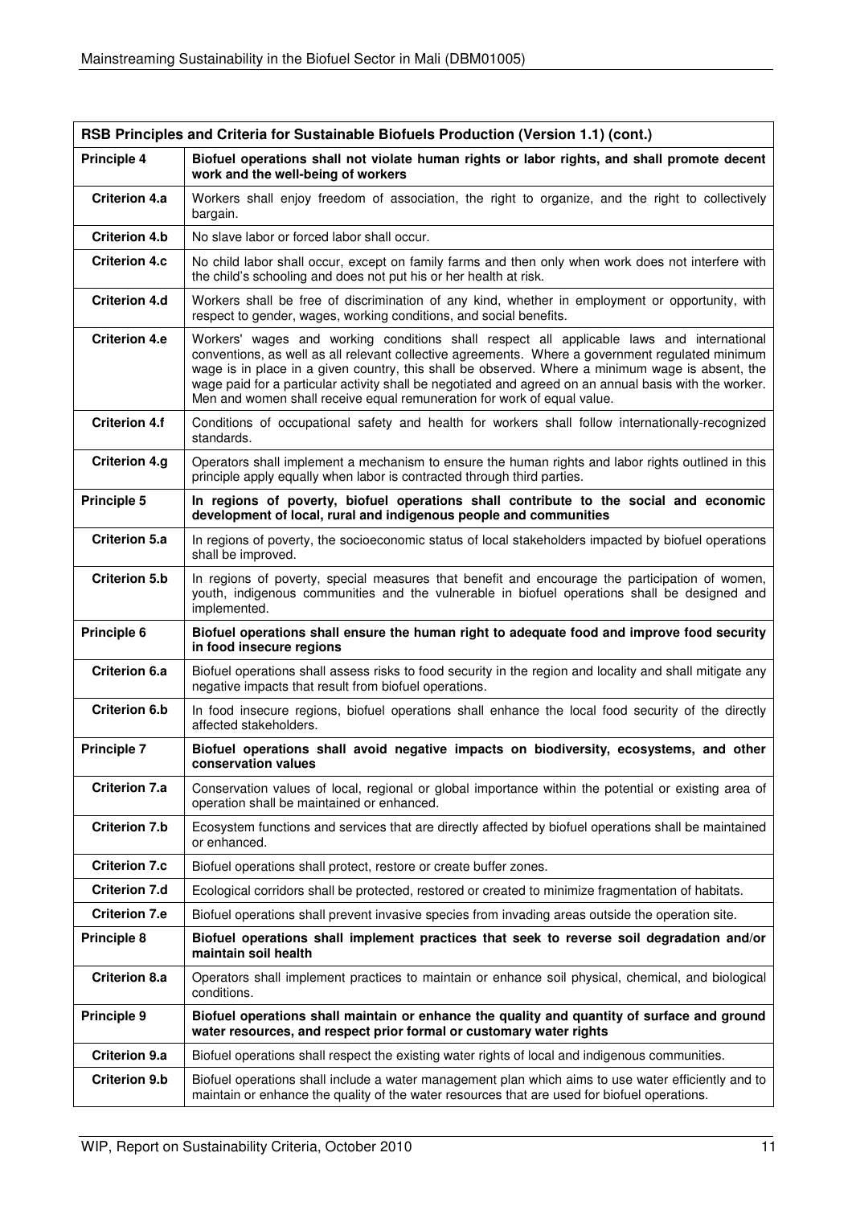| RSB Principles and Criteria for Sustainable Biofuels Production (Version 1.1) (cont.) | |
|---|---|
| **Principle 4** | **Biofuel operations shall not violate human rights or labor rights, and shall promote decent work and the well-being of workers** |
| **Criterion 4.a** | Workers shall enjoy freedom of association, the right to organize, and the right to collectively bargain. |
| **Criterion 4.b** | No slave labor or forced labor shall occur. |
| **Criterion 4.c** | No child labor shall occur, except on family farms and then only when work does not interfere with the child's schooling and does not put his or her health at risk. |
| **Criterion 4.d** | Workers shall be free of discrimination of any kind, whether in employment or opportunity, with respect to gender, wages, working conditions, and social benefits. |
| **Criterion 4.e** | Workers' wages and working conditions shall respect all applicable laws and international conventions, as well as all relevant collective agreements. Where a government regulated minimum wage is in place in a given country, this shall be observed. Where a minimum wage is absent, the wage paid for a particular activity shall be negotiated and agreed on an annual basis with the worker. Men and women shall receive equal remuneration for work of equal value. |
| **Criterion 4.f** | Conditions of occupational safety and health for workers shall follow internationally-recognized standards. |
| **Criterion 4.g** | Operators shall implement a mechanism to ensure the human rights and labor rights outlined in this principle apply equally when labor is contracted through third parties. |
| **Principle 5** | **In regions of poverty, biofuel operations shall contribute to the social and economic development of local, rural and indigenous people and communities** |
| **Criterion 5.a** | In regions of poverty, the socioeconomic status of local stakeholders impacted by biofuel operations shall be improved. |
| **Criterion 5.b** | In regions of poverty, special measures that benefit and encourage the participation of women, youth, indigenous communities and the vulnerable in biofuel operations shall be designed and implemented. |
| **Principle 6** | **Biofuel operations shall ensure the human right to adequate food and improve food security in food insecure regions** |
| **Criterion 6.a** | Biofuel operations shall assess risks to food security in the region and locality and shall mitigate any negative impacts that result from biofuel operations. |
| **Criterion 6.b** | In food insecure regions, biofuel operations shall enhance the local food security of the directly affected stakeholders. |
| **Principle 7** | **Biofuel operations shall avoid negative impacts on biodiversity, ecosystems, and other conservation values** |
| **Criterion 7.a** | Conservation values of local, regional or global importance within the potential or existing area of operation shall be maintained or enhanced. |
| **Criterion 7.b** | Ecosystem functions and services that are directly affected by biofuel operations shall be maintained or enhanced. |
| **Criterion 7.c** | Biofuel operations shall protect, restore or create buffer zones. |
| **Criterion 7.d** | Ecological corridors shall be protected, restored or created to minimize fragmentation of habitats. |
| **Criterion 7.e** | Biofuel operations shall prevent invasive species from invading areas outside the operation site. |
| **Principle 8** | **Biofuel operations shall implement practices that seek to reverse soil degradation and/or maintain soil health** |
| **Criterion 8.a** | Operators shall implement practices to maintain or enhance soil physical, chemical, and biological conditions. |
| **Principle 9** | **Biofuel operations shall maintain or enhance the quality and quantity of surface and ground water resources, and respect prior formal or customary water rights** |
| **Criterion 9.a** | Biofuel operations shall respect the existing water rights of local and indigenous communities. |
| **Criterion 9.b** | Biofuel operations shall include a water management plan which aims to use water efficiently and to maintain or enhance the quality of the water resources that are used for biofuel operations. |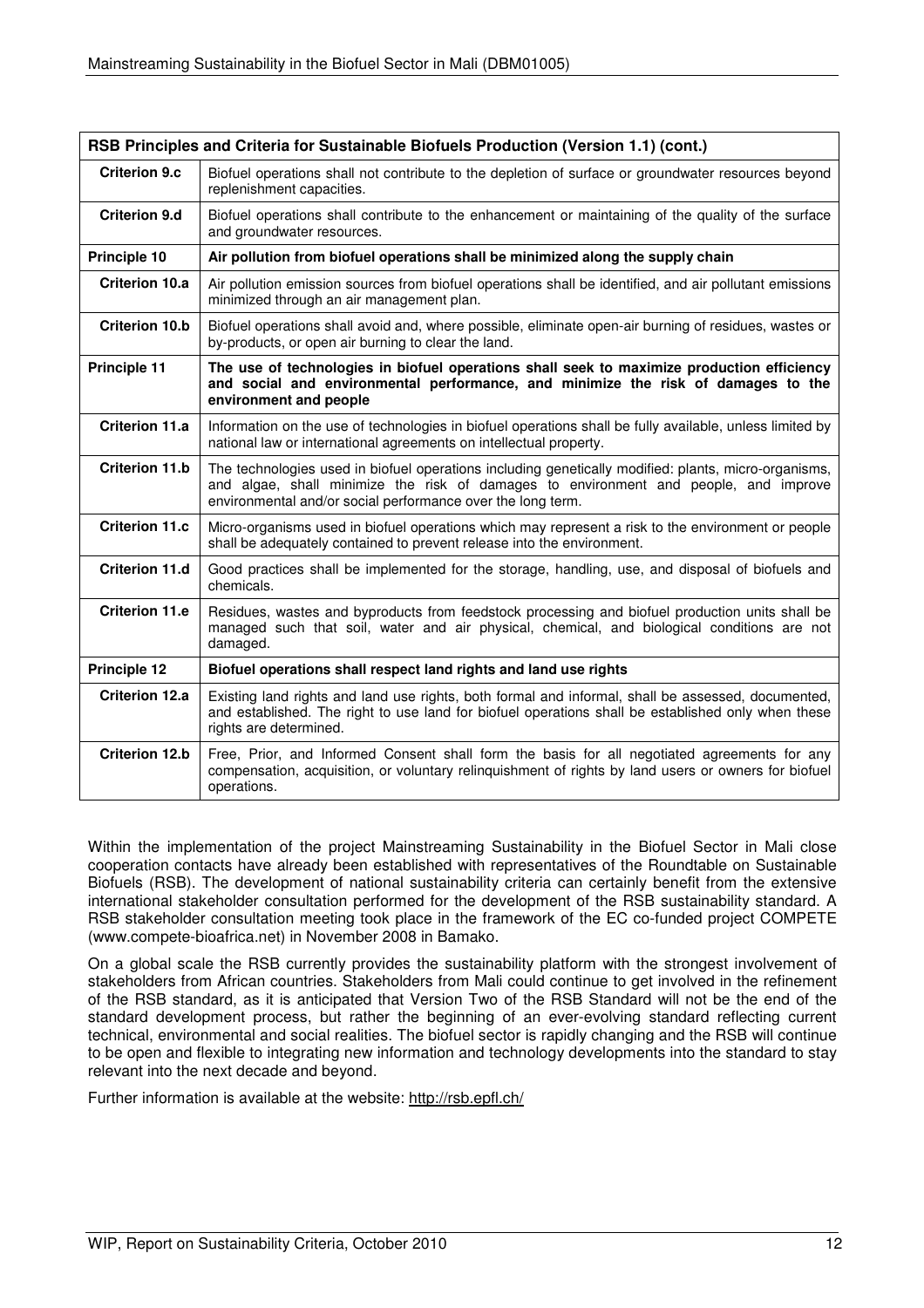| RSB Principles and Criteria for Sustainable Biofuels Production (Version 1.1) (cont.) | |
|---|---|
| **Criterion 9.c** | Biofuel operations shall not contribute to the depletion of surface or groundwater resources beyond replenishment capacities. |
| **Criterion 9.d** | Biofuel operations shall contribute to the enhancement or maintaining of the quality of the surface and groundwater resources. |
| **Principle 10** | **Air pollution from biofuel operations shall be minimized along the supply chain** |
| **Criterion 10.a** | Air pollution emission sources from biofuel operations shall be identified, and air pollutant emissions minimized through an air management plan. |
| **Criterion 10.b** | Biofuel operations shall avoid and, where possible, eliminate open-air burning of residues, wastes or by-products, or open air burning to clear the land. |
| **Principle 11** | **The use of technologies in biofuel operations shall seek to maximize production efficiency and social and environmental performance, and minimize the risk of damages to the environment and people** |
| **Criterion 11.a** | Information on the use of technologies in biofuel operations shall be fully available, unless limited by national law or international agreements on intellectual property. |
| **Criterion 11.b** | The technologies used in biofuel operations including genetically modified: plants, micro-organisms, and algae, shall minimize the risk of damages to environment and people, and improve environmental and/or social performance over the long term. |
| **Criterion 11.c** | Micro-organisms used in biofuel operations which may represent a risk to the environment or people shall be adequately contained to prevent release into the environment. |
| **Criterion 11.d** | Good practices shall be implemented for the storage, handling, use, and disposal of biofuels and chemicals. |
| **Criterion 11.e** | Residues, wastes and byproducts from feedstock processing and biofuel production units shall be managed such that soil, water and air physical, chemical, and biological conditions are not damaged. |
| **Principle 12** | **Biofuel operations shall respect land rights and land use rights** |
| **Criterion 12.a** | Existing land rights and land use rights, both formal and informal, shall be assessed, documented, and established. The right to use land for biofuel operations shall be established only when these rights are determined. |
| **Criterion 12.b** | Free, Prior, and Informed Consent shall form the basis for all negotiated agreements for any compensation, acquisition, or voluntary relinquishment of rights by land users or owners for biofuel operations. |

Within the implementation of the project Mainstreaming Sustainability in the Biofuel Sector in Mali close cooperation contacts have already been established with representatives of the Roundtable on Sustainable Biofuels (RSB). The development of national sustainability criteria can certainly benefit from the extensive international stakeholder consultation performed for the development of the RSB sustainability standard. A RSB stakeholder consultation meeting took place in the framework of the EC co-funded project COMPETE (www.compete-bioafrica.net) in November 2008 in Bamako.

On a global scale the RSB currently provides the sustainability platform with the strongest involvement of stakeholders from African countries. Stakeholders from Mali could continue to get involved in the refinement of the RSB standard, as it is anticipated that Version Two of the RSB Standard will not be the end of the standard development process, but rather the beginning of an ever-evolving standard reflecting current technical, environmental and social realities. The biofuel sector is rapidly changing and the RSB will continue to be open and flexible to integrating new information and technology developments into the standard to stay relevant into the next decade and beyond.

Further information is available at the website: http://rsb.epfl.ch/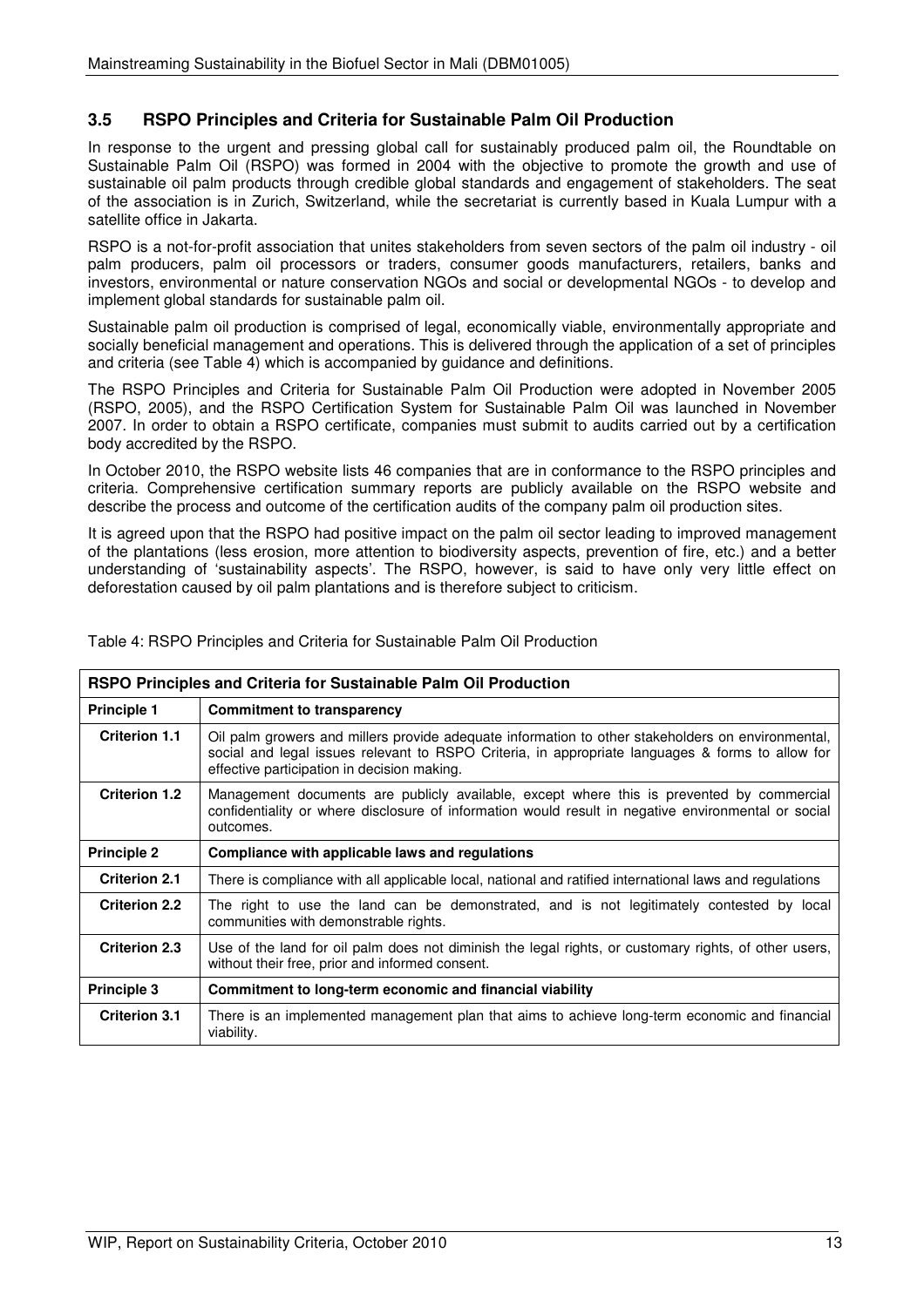### 3.5 RSPO Principles and Criteria for Sustainable Palm Oil Production

In response to the urgent and pressing global call for sustainably produced palm oil, the Roundtable on Sustainable Palm Oil (RSPO) was formed in 2004 with the objective to promote the growth and use of sustainable oil palm products through credible global standards and engagement of stakeholders. The seat of the association is in Zurich, Switzerland, while the secretariat is currently based in Kuala Lumpur with a satellite office in Jakarta.

RSPO is a not-for-profit association that unites stakeholders from seven sectors of the palm oil industry - oil palm producers, palm oil processors or traders, consumer goods manufacturers, retailers, banks and investors, environmental or nature conservation NGOs and social or developmental NGOs - to develop and implement global standards for sustainable palm oil.

Sustainable palm oil production is comprised of legal, economically viable, environmentally appropriate and socially beneficial management and operations. This is delivered through the application of a set of principles and criteria (see Table 4) which is accompanied by guidance and definitions.

The RSPO Principles and Criteria for Sustainable Palm Oil Production were adopted in November 2005 (RSPO, 2005), and the RSPO Certification System for Sustainable Palm Oil was launched in November 2007. In order to obtain a RSPO certificate, companies must submit to audits carried out by a certification body accredited by the RSPO.

In October 2010, the RSPO website lists 46 companies that are in conformance to the RSPO principles and criteria. Comprehensive certification summary reports are publicly available on the RSPO website and describe the process and outcome of the certification audits of the company palm oil production sites.

It is agreed upon that the RSPO had positive impact on the palm oil sector leading to improved management of the plantations (less erosion, more attention to biodiversity aspects, prevention of fire, etc.) and a better understanding of 'sustainability aspects'. The RSPO, however, is said to have only very little effect on deforestation caused by oil palm plantations and is therefore subject to criticism.

Table 4: RSPO Principles and Criteria for Sustainable Palm Oil Production

| **RSPO Principles and Criteria for Sustainable Palm Oil Production** | |
|---|---|
| **Principle 1** | **Commitment to transparency** |
| **Criterion 1.1** | Oil palm growers and millers provide adequate information to other stakeholders on environmental, social and legal issues relevant to RSPO Criteria, in appropriate languages & forms to allow for effective participation in decision making. |
| **Criterion 1.2** | Management documents are publicly available, except where this is prevented by commercial confidentiality or where disclosure of information would result in negative environmental or social outcomes. |
| **Principle 2** | **Compliance with applicable laws and regulations** |
| **Criterion 2.1** | There is compliance with all applicable local, national and ratified international laws and regulations |
| **Criterion 2.2** | The right to use the land can be demonstrated, and is not legitimately contested by local communities with demonstrable rights. |
| **Criterion 2.3** | Use of the land for oil palm does not diminish the legal rights, or customary rights, of other users, without their free, prior and informed consent. |
| **Principle 3** | **Commitment to long-term economic and financial viability** |
| **Criterion 3.1** | There is an implemented management plan that aims to achieve long-term economic and financial viability. |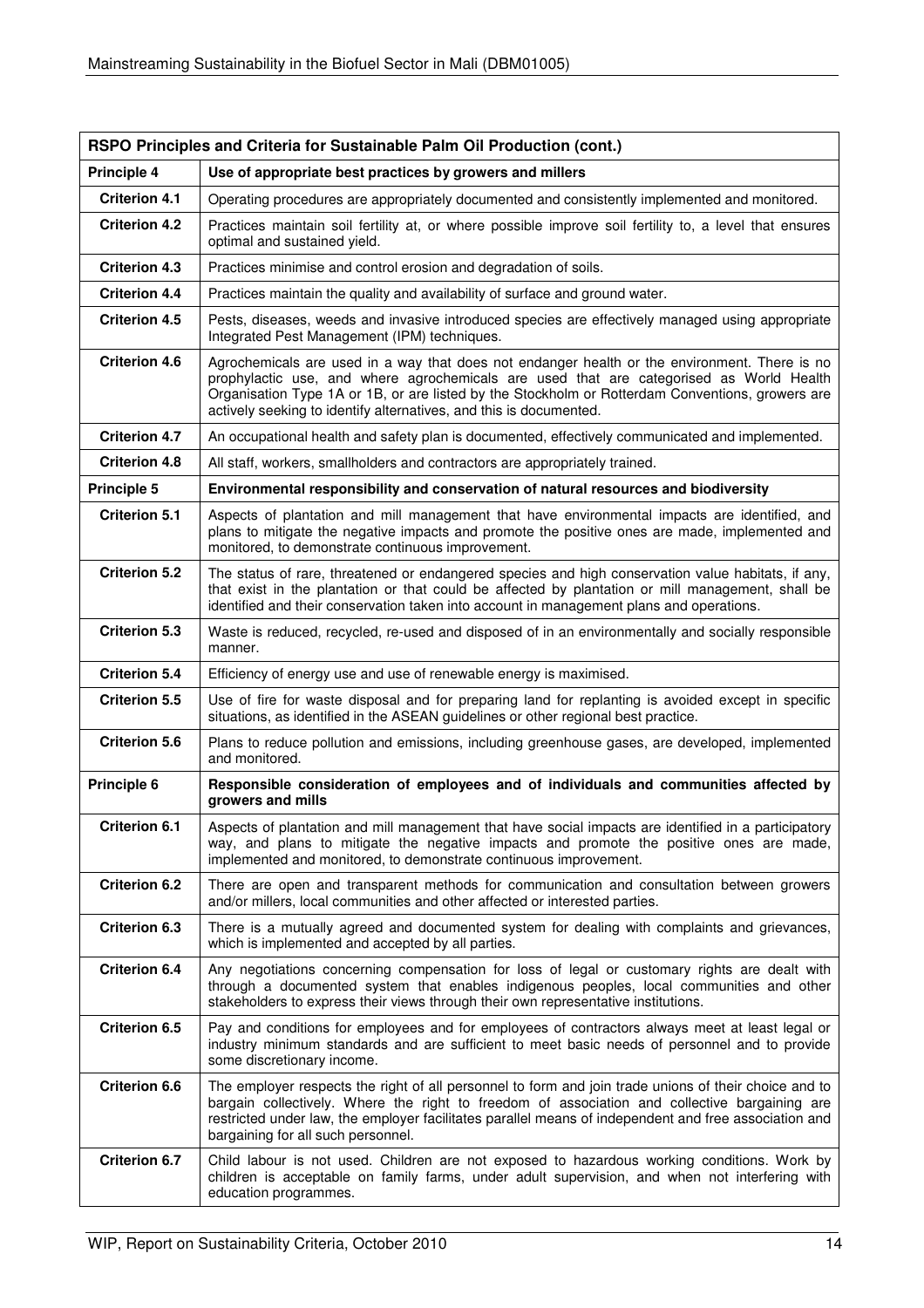| RSPO Principles and Criteria for Sustainable Palm Oil Production (cont.) | |
|---|---|
| **Principle 4** | **Use of appropriate best practices by growers and millers** |
| **Criterion 4.1** | Operating procedures are appropriately documented and consistently implemented and monitored. |
| **Criterion 4.2** | Practices maintain soil fertility at, or where possible improve soil fertility to, a level that ensures optimal and sustained yield. |
| **Criterion 4.3** | Practices minimise and control erosion and degradation of soils. |
| **Criterion 4.4** | Practices maintain the quality and availability of surface and ground water. |
| **Criterion 4.5** | Pests, diseases, weeds and invasive introduced species are effectively managed using appropriate Integrated Pest Management (IPM) techniques. |
| **Criterion 4.6** | Agrochemicals are used in a way that does not endanger health or the environment. There is no prophylactic use, and where agrochemicals are used that are categorised as World Health Organisation Type 1A or 1B, or are listed by the Stockholm or Rotterdam Conventions, growers are actively seeking to identify alternatives, and this is documented. |
| **Criterion 4.7** | An occupational health and safety plan is documented, effectively communicated and implemented. |
| **Criterion 4.8** | All staff, workers, smallholders and contractors are appropriately trained. |
| **Principle 5** | **Environmental responsibility and conservation of natural resources and biodiversity** |
| **Criterion 5.1** | Aspects of plantation and mill management that have environmental impacts are identified, and plans to mitigate the negative impacts and promote the positive ones are made, implemented and monitored, to demonstrate continuous improvement. |
| **Criterion 5.2** | The status of rare, threatened or endangered species and high conservation value habitats, if any, that exist in the plantation or that could be affected by plantation or mill management, shall be identified and their conservation taken into account in management plans and operations. |
| **Criterion 5.3** | Waste is reduced, recycled, re-used and disposed of in an environmentally and socially responsible manner. |
| **Criterion 5.4** | Efficiency of energy use and use of renewable energy is maximised. |
| **Criterion 5.5** | Use of fire for waste disposal and for preparing land for replanting is avoided except in specific situations, as identified in the ASEAN guidelines or other regional best practice. |
| **Criterion 5.6** | Plans to reduce pollution and emissions, including greenhouse gases, are developed, implemented and monitored. |
| **Principle 6** | **Responsible consideration of employees and of individuals and communities affected by growers and mills** |
| **Criterion 6.1** | Aspects of plantation and mill management that have social impacts are identified in a participatory way, and plans to mitigate the negative impacts and promote the positive ones are made, implemented and monitored, to demonstrate continuous improvement. |
| **Criterion 6.2** | There are open and transparent methods for communication and consultation between growers and/or millers, local communities and other affected or interested parties. |
| **Criterion 6.3** | There is a mutually agreed and documented system for dealing with complaints and grievances, which is implemented and accepted by all parties. |
| **Criterion 6.4** | Any negotiations concerning compensation for loss of legal or customary rights are dealt with through a documented system that enables indigenous peoples, local communities and other stakeholders to express their views through their own representative institutions. |
| **Criterion 6.5** | Pay and conditions for employees and for employees of contractors always meet at least legal or industry minimum standards and are sufficient to meet basic needs of personnel and to provide some discretionary income. |
| **Criterion 6.6** | The employer respects the right of all personnel to form and join trade unions of their choice and to bargain collectively. Where the right to freedom of association and collective bargaining are restricted under law, the employer facilitates parallel means of independent and free association and bargaining for all such personnel. |
| **Criterion 6.7** | Child labour is not used. Children are not exposed to hazardous working conditions. Work by children is acceptable on family farms, under adult supervision, and when not interfering with education programmes. |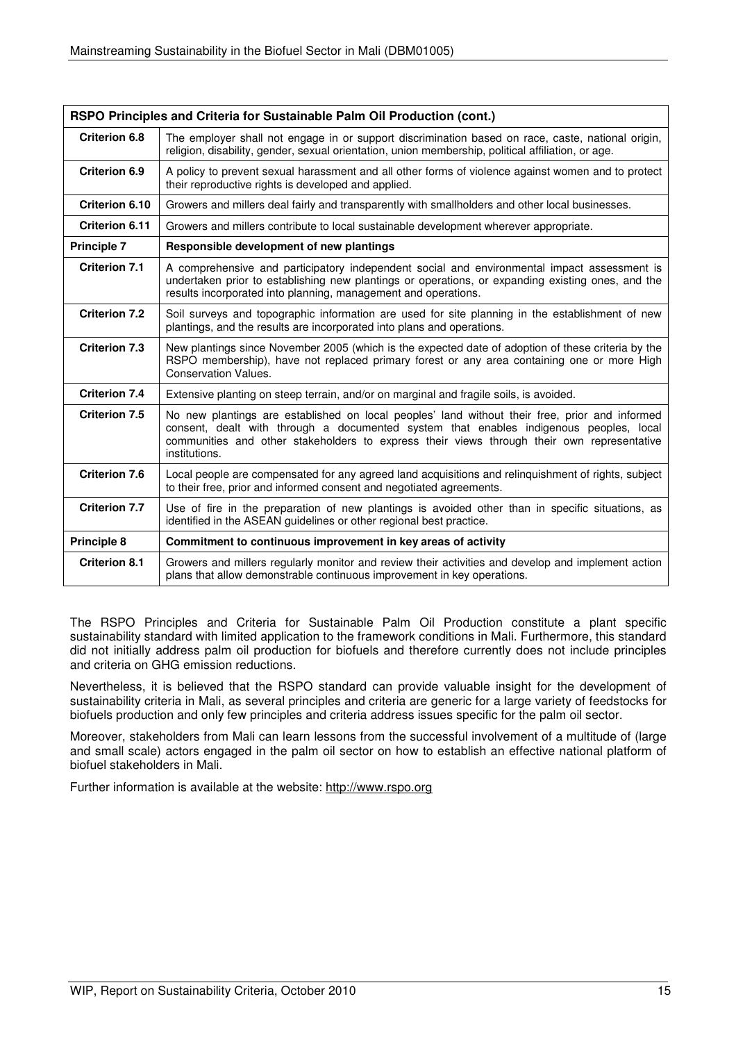| RSPO Principles and Criteria for Sustainable Palm Oil Production (cont.) | |
|---|---|
| **Criterion 6.8** | The employer shall not engage in or support discrimination based on race, caste, national origin, religion, disability, gender, sexual orientation, union membership, political affiliation, or age. |
| **Criterion 6.9** | A policy to prevent sexual harassment and all other forms of violence against women and to protect their reproductive rights is developed and applied. |
| **Criterion 6.10** | Growers and millers deal fairly and transparently with smallholders and other local businesses. |
| **Criterion 6.11** | Growers and millers contribute to local sustainable development wherever appropriate. |
| **Principle 7** | **Responsible development of new plantings** |
| **Criterion 7.1** | A comprehensive and participatory independent social and environmental impact assessment is undertaken prior to establishing new plantings or operations, or expanding existing ones, and the results incorporated into planning, management and operations. |
| **Criterion 7.2** | Soil surveys and topographic information are used for site planning in the establishment of new plantings, and the results are incorporated into plans and operations. |
| **Criterion 7.3** | New plantings since November 2005 (which is the expected date of adoption of these criteria by the RSPO membership), have not replaced primary forest or any area containing one or more High Conservation Values. |
| **Criterion 7.4** | Extensive planting on steep terrain, and/or on marginal and fragile soils, is avoided. |
| **Criterion 7.5** | No new plantings are established on local peoples' land without their free, prior and informed consent, dealt with through a documented system that enables indigenous peoples, local communities and other stakeholders to express their views through their own representative institutions. |
| **Criterion 7.6** | Local people are compensated for any agreed land acquisitions and relinquishment of rights, subject to their free, prior and informed consent and negotiated agreements. |
| **Criterion 7.7** | Use of fire in the preparation of new plantings is avoided other than in specific situations, as identified in the ASEAN guidelines or other regional best practice. |
| **Principle 8** | **Commitment to continuous improvement in key areas of activity** |
| **Criterion 8.1** | Growers and millers regularly monitor and review their activities and develop and implement action plans that allow demonstrable continuous improvement in key operations. |

The RSPO Principles and Criteria for Sustainable Palm Oil Production constitute a plant specific sustainability standard with limited application to the framework conditions in Mali. Furthermore, this standard did not initially address palm oil production for biofuels and therefore currently does not include principles and criteria on GHG emission reductions.

Nevertheless, it is believed that the RSPO standard can provide valuable insight for the development of sustainability criteria in Mali, as several principles and criteria are generic for a large variety of feedstocks for biofuels production and only few principles and criteria address issues specific for the palm oil sector.

Moreover, stakeholders from Mali can learn lessons from the successful involvement of a multitude of (large and small scale) actors engaged in the palm oil sector on how to establish an effective national platform of biofuel stakeholders in Mali.

Further information is available at the website: http://www.rspo.org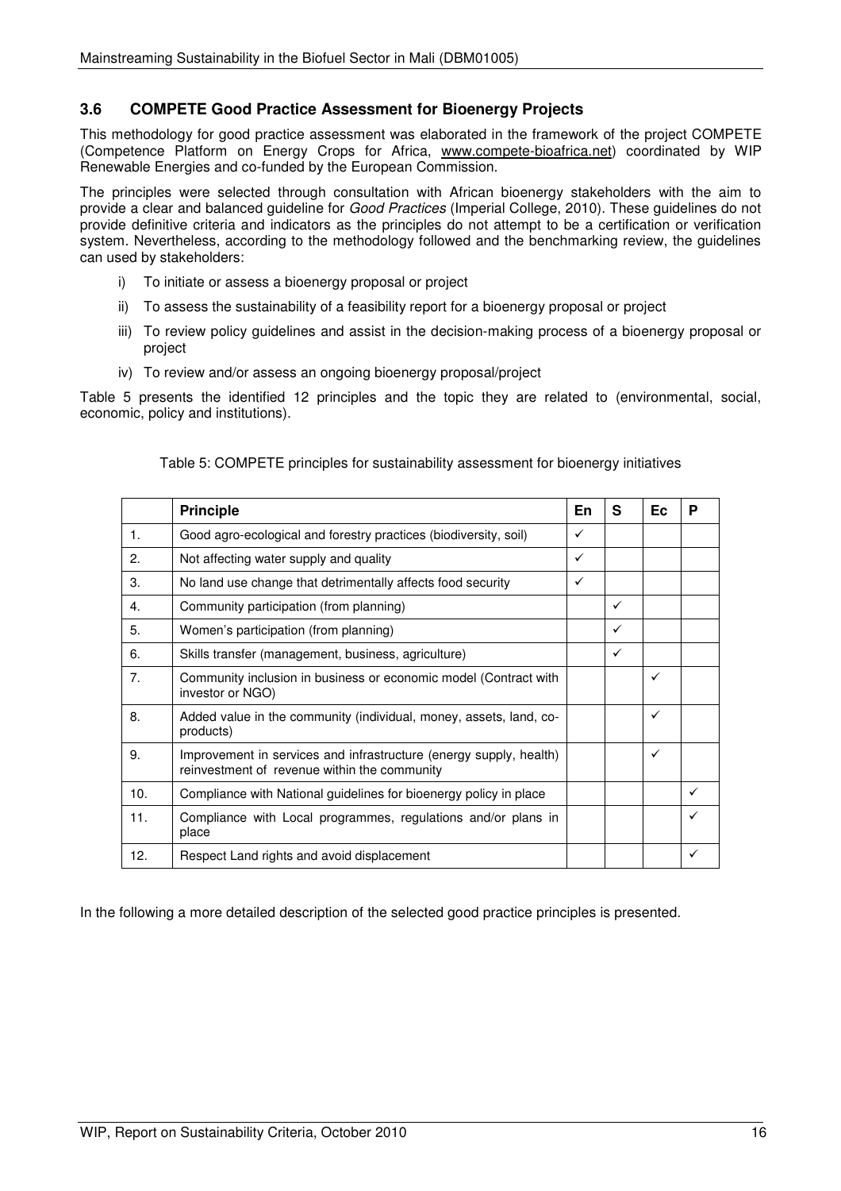### 3.6 COMPETE Good Practice Assessment for Bioenergy Projects

This methodology for good practice assessment was elaborated in the framework of the project COMPETE (Competence Platform on Energy Crops for Africa, www.compete-bioafrica.net) coordinated by WIP Renewable Energies and co-funded by the European Commission.

The principles were selected through consultation with African bioenergy stakeholders with the aim to provide a clear and balanced guideline for *Good Practices* (Imperial College, 2010). These guidelines do not provide definitive criteria and indicators as the principles do not attempt to be a certification or verification system. Nevertheless, according to the methodology followed and the benchmarking review, the guidelines can used by stakeholders:

- i) To initiate or assess a bioenergy proposal or project
- ii) To assess the sustainability of a feasibility report for a bioenergy proposal or project
- iii) To review policy guidelines and assist in the decision-making process of a bioenergy proposal or project
- iv) To review and/or assess an ongoing bioenergy proposal/project

Table 5 presents the identified 12 principles and the topic they are related to (environmental, social, economic, policy and institutions).

Table 5: COMPETE principles for sustainability assessment for bioenergy initiatives

| | Principle | En | S | Ec | P |
|---|---|---|---|---|---|
| 1. | Good agro-ecological and forestry practices (biodiversity, soil) | ✓ | | | |
| 2. | Not affecting water supply and quality | ✓ | | | |
| 3. | No land use change that detrimentally affects food security | ✓ | | | |
| 4. | Community participation (from planning) | | ✓ | | |
| 5. | Women's participation (from planning) | | ✓ | | |
| 6. | Skills transfer (management, business, agriculture) | | ✓ | | |
| 7. | Community inclusion in business or economic model (Contract with investor or NGO) | | | ✓ | |
| 8. | Added value in the community (individual, money, assets, land, co-products) | | | ✓ | |
| 9. | Improvement in services and infrastructure (energy supply, health) reinvestment of revenue within the community | | | ✓ | |
| 10. | Compliance with National guidelines for bioenergy policy in place | | | | ✓ |
| 11. | Compliance with Local programmes, regulations and/or plans in place | | | | ✓ |
| 12. | Respect Land rights and avoid displacement | | | | ✓ |

In the following a more detailed description of the selected good practice principles is presented.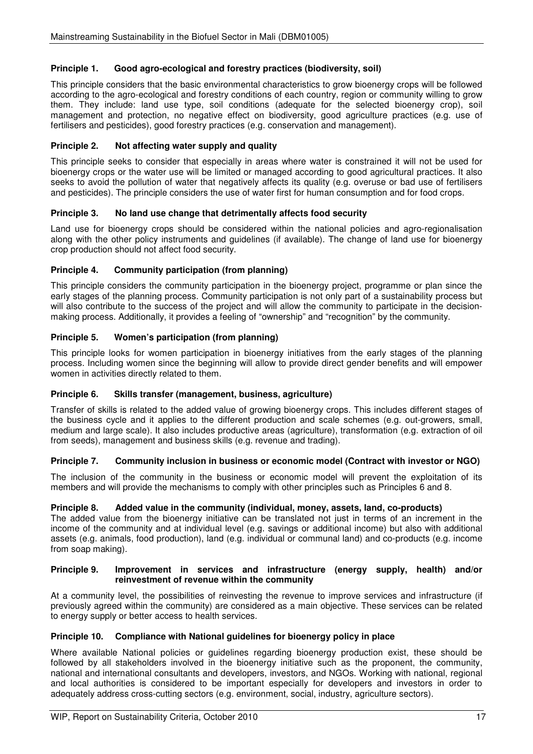#### Principle 1. Good agro-ecological and forestry practices (biodiversity, soil)

This principle considers that the basic environmental characteristics to grow bioenergy crops will be followed according to the agro-ecological and forestry conditions of each country, region or community willing to grow them. They include: land use type, soil conditions (adequate for the selected bioenergy crop), soil management and protection, no negative effect on biodiversity, good agriculture practices (e.g. use of fertilisers and pesticides), good forestry practices (e.g. conservation and management).

#### Principle 2. Not affecting water supply and quality

This principle seeks to consider that especially in areas where water is constrained it will not be used for bioenergy crops or the water use will be limited or managed according to good agricultural practices. It also seeks to avoid the pollution of water that negatively affects its quality (e.g. overuse or bad use of fertilisers and pesticides). The principle considers the use of water first for human consumption and for food crops.

#### Principle 3. No land use change that detrimentally affects food security

Land use for bioenergy crops should be considered within the national policies and agro-regionalisation along with the other policy instruments and guidelines (if available). The change of land use for bioenergy crop production should not affect food security.

#### Principle 4. Community participation (from planning)

This principle considers the community participation in the bioenergy project, programme or plan since the early stages of the planning process. Community participation is not only part of a sustainability process but will also contribute to the success of the project and will allow the community to participate in the decision-making process. Additionally, it provides a feeling of "ownership" and "recognition" by the community.

#### Principle 5. Women's participation (from planning)

This principle looks for women participation in bioenergy initiatives from the early stages of the planning process. Including women since the beginning will allow to provide direct gender benefits and will empower women in activities directly related to them.

#### Principle 6. Skills transfer (management, business, agriculture)

Transfer of skills is related to the added value of growing bioenergy crops. This includes different stages of the business cycle and it applies to the different production and scale schemes (e.g. out-growers, small, medium and large scale). It also includes productive areas (agriculture), transformation (e.g. extraction of oil from seeds), management and business skills (e.g. revenue and trading).

#### Principle 7. Community inclusion in business or economic model (Contract with investor or NGO)

The inclusion of the community in the business or economic model will prevent the exploitation of its members and will provide the mechanisms to comply with other principles such as Principles 6 and 8.

#### Principle 8. Added value in the community (individual, money, assets, land, co-products)

The added value from the bioenergy initiative can be translated not just in terms of an increment in the income of the community and at individual level (e.g. savings or additional income) but also with additional assets (e.g. animals, food production), land (e.g. individual or communal land) and co-products (e.g. income from soap making).

#### Principle 9. Improvement in services and infrastructure (energy supply, health) and/or reinvestment of revenue within the community

At a community level, the possibilities of reinvesting the revenue to improve services and infrastructure (if previously agreed within the community) are considered as a main objective. These services can be related to energy supply or better access to health services.

#### Principle 10. Compliance with National guidelines for bioenergy policy in place

Where available National policies or guidelines regarding bioenergy production exist, these should be followed by all stakeholders involved in the bioenergy initiative such as the proponent, the community, national and international consultants and developers, investors, and NGOs. Working with national, regional and local authorities is considered to be important especially for developers and investors in order to adequately address cross-cutting sectors (e.g. environment, social, industry, agriculture sectors).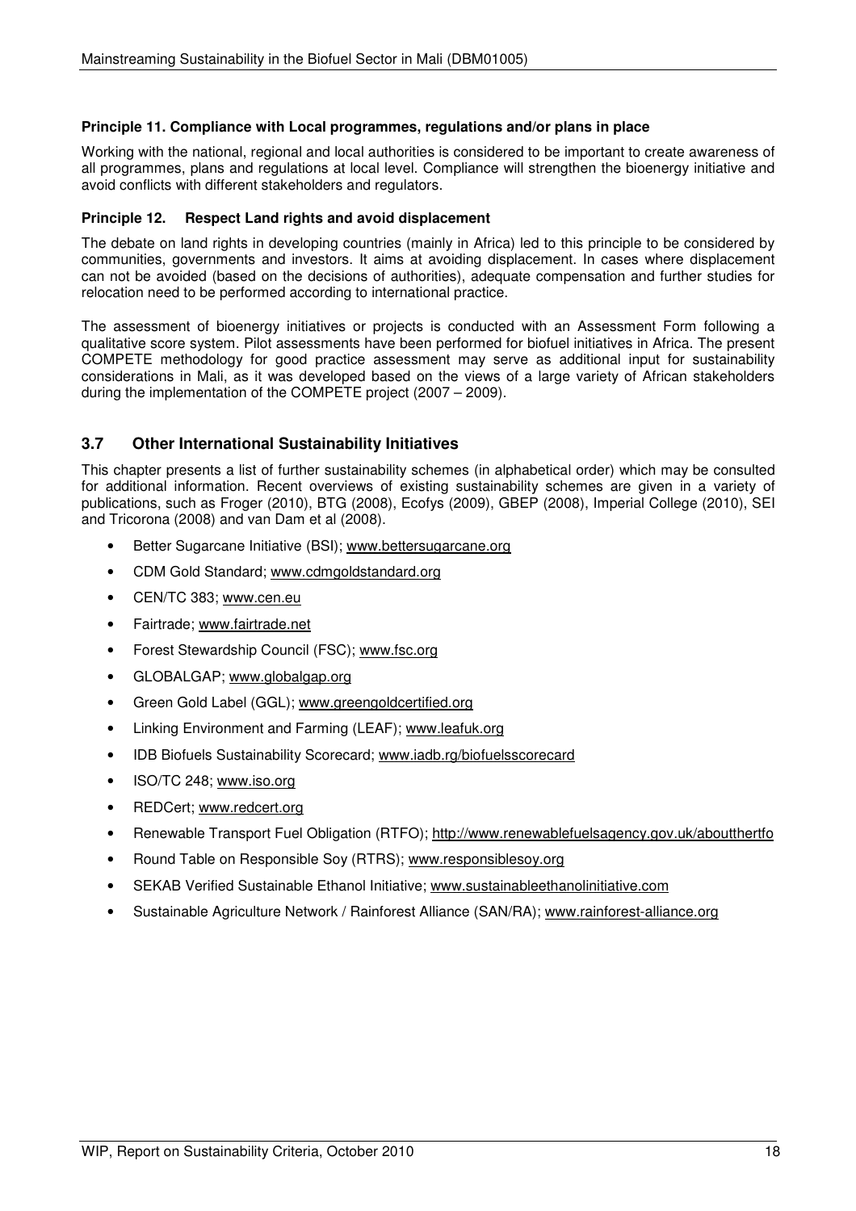**Principle 11. Compliance with Local programmes, regulations and/or plans in place**

Working with the national, regional and local authorities is considered to be important to create awareness of all programmes, plans and regulations at local level. Compliance will strengthen the bioenergy initiative and avoid conflicts with different stakeholders and regulators.

**Principle 12. Respect Land rights and avoid displacement**

The debate on land rights in developing countries (mainly in Africa) led to this principle to be considered by communities, governments and investors. It aims at avoiding displacement. In cases where displacement can not be avoided (based on the decisions of authorities), adequate compensation and further studies for relocation need to be performed according to international practice.

The assessment of bioenergy initiatives or projects is conducted with an Assessment Form following a qualitative score system. Pilot assessments have been performed for biofuel initiatives in Africa. The present COMPETE methodology for good practice assessment may serve as additional input for sustainability considerations in Mali, as it was developed based on the views of a large variety of African stakeholders during the implementation of the COMPETE project (2007 – 2009).

## 3.7 Other International Sustainability Initiatives

This chapter presents a list of further sustainability schemes (in alphabetical order) which may be consulted for additional information. Recent overviews of existing sustainability schemes are given in a variety of publications, such as Froger (2010), BTG (2008), Ecofys (2009), GBEP (2008), Imperial College (2010), SEI and Tricorona (2008) and van Dam et al (2008).

- Better Sugarcane Initiative (BSI); www.bettersugarcane.org
- CDM Gold Standard; www.cdmgoldstandard.org
- CEN/TC 383; www.cen.eu
- Fairtrade; www.fairtrade.net
- Forest Stewardship Council (FSC); www.fsc.org
- GLOBALGAP; www.globalgap.org
- Green Gold Label (GGL); www.greengoldcertified.org
- Linking Environment and Farming (LEAF); www.leafuk.org
- IDB Biofuels Sustainability Scorecard; www.iadb.rg/biofuelsscorecard
- ISO/TC 248; www.iso.org
- REDCert; www.redcert.org
- Renewable Transport Fuel Obligation (RTFO); http://www.renewablefuelsagency.gov.uk/aboutthertfo
- Round Table on Responsible Soy (RTRS); www.responsiblesoy.org
- SEKAB Verified Sustainable Ethanol Initiative; www.sustainableethanolinitiative.com
- Sustainable Agriculture Network / Rainforest Alliance (SAN/RA); www.rainforest-alliance.org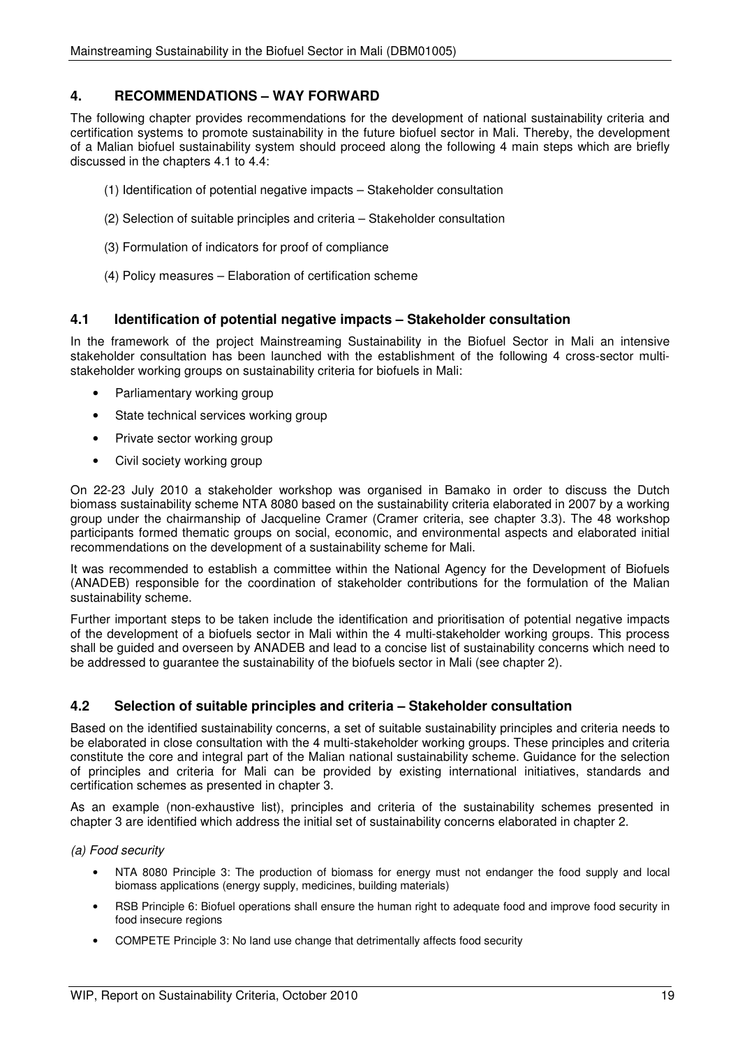## 4. RECOMMENDATIONS – WAY FORWARD

The following chapter provides recommendations for the development of national sustainability criteria and certification systems to promote sustainability in the future biofuel sector in Mali. Thereby, the development of a Malian biofuel sustainability system should proceed along the following 4 main steps which are briefly discussed in the chapters 4.1 to 4.4:

(1) Identification of potential negative impacts – Stakeholder consultation

(2) Selection of suitable principles and criteria – Stakeholder consultation

(3) Formulation of indicators for proof of compliance

(4) Policy measures – Elaboration of certification scheme

### 4.1 Identification of potential negative impacts – Stakeholder consultation

In the framework of the project Mainstreaming Sustainability in the Biofuel Sector in Mali an intensive stakeholder consultation has been launched with the establishment of the following 4 cross-sector multi-stakeholder working groups on sustainability criteria for biofuels in Mali:

- Parliamentary working group
- State technical services working group
- Private sector working group
- Civil society working group

On 22-23 July 2010 a stakeholder workshop was organised in Bamako in order to discuss the Dutch biomass sustainability scheme NTA 8080 based on the sustainability criteria elaborated in 2007 by a working group under the chairmanship of Jacqueline Cramer (Cramer criteria, see chapter 3.3). The 48 workshop participants formed thematic groups on social, economic, and environmental aspects and elaborated initial recommendations on the development of a sustainability scheme for Mali.

It was recommended to establish a committee within the National Agency for the Development of Biofuels (ANADEB) responsible for the coordination of stakeholder contributions for the formulation of the Malian sustainability scheme.

Further important steps to be taken include the identification and prioritisation of potential negative impacts of the development of a biofuels sector in Mali within the 4 multi-stakeholder working groups. This process shall be guided and overseen by ANADEB and lead to a concise list of sustainability concerns which need to be addressed to guarantee the sustainability of the biofuels sector in Mali (see chapter 2).

### 4.2 Selection of suitable principles and criteria – Stakeholder consultation

Based on the identified sustainability concerns, a set of suitable sustainability principles and criteria needs to be elaborated in close consultation with the 4 multi-stakeholder working groups. These principles and criteria constitute the core and integral part of the Malian national sustainability scheme. Guidance for the selection of principles and criteria for Mali can be provided by existing international initiatives, standards and certification schemes as presented in chapter 3.

As an example (non-exhaustive list), principles and criteria of the sustainability schemes presented in chapter 3 are identified which address the initial set of sustainability concerns elaborated in chapter 2.

*(a) Food security*

- NTA 8080 Principle 3: The production of biomass for energy must not endanger the food supply and local biomass applications (energy supply, medicines, building materials)
- RSB Principle 6: Biofuel operations shall ensure the human right to adequate food and improve food security in food insecure regions
- COMPETE Principle 3: No land use change that detrimentally affects food security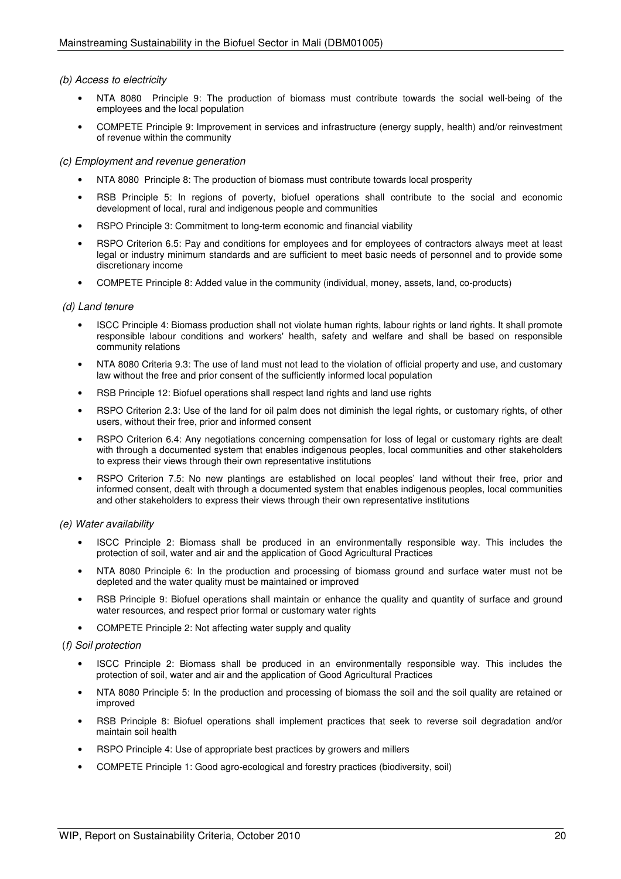*(b) Access to electricity*

- NTA 8080 Principle 9: The production of biomass must contribute towards the social well-being of the employees and the local population
- COMPETE Principle 9: Improvement in services and infrastructure (energy supply, health) and/or reinvestment of revenue within the community

*(c) Employment and revenue generation*

- NTA 8080 Principle 8: The production of biomass must contribute towards local prosperity
- RSB Principle 5: In regions of poverty, biofuel operations shall contribute to the social and economic development of local, rural and indigenous people and communities
- RSPO Principle 3: Commitment to long-term economic and financial viability
- RSPO Criterion 6.5: Pay and conditions for employees and for employees of contractors always meet at least legal or industry minimum standards and are sufficient to meet basic needs of personnel and to provide some discretionary income
- COMPETE Principle 8: Added value in the community (individual, money, assets, land, co-products)

*(d) Land tenure*

- ISCC Principle 4: Biomass production shall not violate human rights, labour rights or land rights. It shall promote responsible labour conditions and workers' health, safety and welfare and shall be based on responsible community relations
- NTA 8080 Criteria 9.3: The use of land must not lead to the violation of official property and use, and customary law without the free and prior consent of the sufficiently informed local population
- RSB Principle 12: Biofuel operations shall respect land rights and land use rights
- RSPO Criterion 2.3: Use of the land for oil palm does not diminish the legal rights, or customary rights, of other users, without their free, prior and informed consent
- RSPO Criterion 6.4: Any negotiations concerning compensation for loss of legal or customary rights are dealt with through a documented system that enables indigenous peoples, local communities and other stakeholders to express their views through their own representative institutions
- RSPO Criterion 7.5: No new plantings are established on local peoples' land without their free, prior and informed consent, dealt with through a documented system that enables indigenous peoples, local communities and other stakeholders to express their views through their own representative institutions

*(e) Water availability*

- ISCC Principle 2: Biomass shall be produced in an environmentally responsible way. This includes the protection of soil, water and air and the application of Good Agricultural Practices
- NTA 8080 Principle 6: In the production and processing of biomass ground and surface water must not be depleted and the water quality must be maintained or improved
- RSB Principle 9: Biofuel operations shall maintain or enhance the quality and quantity of surface and ground water resources, and respect prior formal or customary water rights
- COMPETE Principle 2: Not affecting water supply and quality

*(f) Soil protection*

- ISCC Principle 2: Biomass shall be produced in an environmentally responsible way. This includes the protection of soil, water and air and the application of Good Agricultural Practices
- NTA 8080 Principle 5: In the production and processing of biomass the soil and the soil quality are retained or improved
- RSB Principle 8: Biofuel operations shall implement practices that seek to reverse soil degradation and/or maintain soil health
- RSPO Principle 4: Use of appropriate best practices by growers and millers
- COMPETE Principle 1: Good agro-ecological and forestry practices (biodiversity, soil)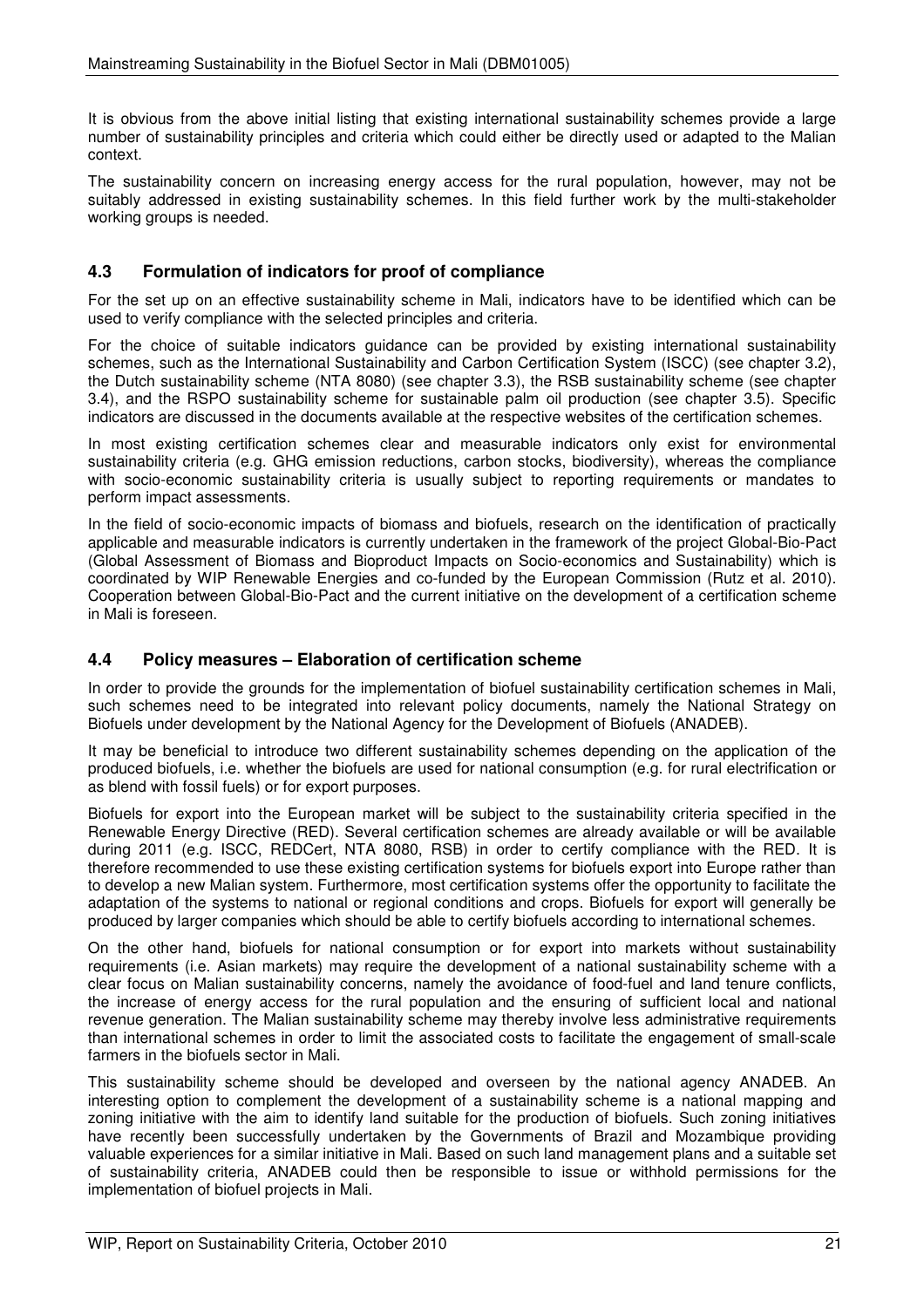It is obvious from the above initial listing that existing international sustainability schemes provide a large number of sustainability principles and criteria which could either be directly used or adapted to the Malian context.

The sustainability concern on increasing energy access for the rural population, however, may not be suitably addressed in existing sustainability schemes. In this field further work by the multi-stakeholder working groups is needed.

### 4.3 Formulation of indicators for proof of compliance

For the set up on an effective sustainability scheme in Mali, indicators have to be identified which can be used to verify compliance with the selected principles and criteria.

For the choice of suitable indicators guidance can be provided by existing international sustainability schemes, such as the International Sustainability and Carbon Certification System (ISCC) (see chapter 3.2), the Dutch sustainability scheme (NTA 8080) (see chapter 3.3), the RSB sustainability scheme (see chapter 3.4), and the RSPO sustainability scheme for sustainable palm oil production (see chapter 3.5). Specific indicators are discussed in the documents available at the respective websites of the certification schemes.

In most existing certification schemes clear and measurable indicators only exist for environmental sustainability criteria (e.g. GHG emission reductions, carbon stocks, biodiversity), whereas the compliance with socio-economic sustainability criteria is usually subject to reporting requirements or mandates to perform impact assessments.

In the field of socio-economic impacts of biomass and biofuels, research on the identification of practically applicable and measurable indicators is currently undertaken in the framework of the project Global-Bio-Pact (Global Assessment of Biomass and Bioproduct Impacts on Socio-economics and Sustainability) which is coordinated by WIP Renewable Energies and co-funded by the European Commission (Rutz et al. 2010). Cooperation between Global-Bio-Pact and the current initiative on the development of a certification scheme in Mali is foreseen.

### 4.4 Policy measures – Elaboration of certification scheme

In order to provide the grounds for the implementation of biofuel sustainability certification schemes in Mali, such schemes need to be integrated into relevant policy documents, namely the National Strategy on Biofuels under development by the National Agency for the Development of Biofuels (ANADEB).

It may be beneficial to introduce two different sustainability schemes depending on the application of the produced biofuels, i.e. whether the biofuels are used for national consumption (e.g. for rural electrification or as blend with fossil fuels) or for export purposes.

Biofuels for export into the European market will be subject to the sustainability criteria specified in the Renewable Energy Directive (RED). Several certification schemes are already available or will be available during 2011 (e.g. ISCC, REDCert, NTA 8080, RSB) in order to certify compliance with the RED. It is therefore recommended to use these existing certification systems for biofuels export into Europe rather than to develop a new Malian system. Furthermore, most certification systems offer the opportunity to facilitate the adaptation of the systems to national or regional conditions and crops. Biofuels for export will generally be produced by larger companies which should be able to certify biofuels according to international schemes.

On the other hand, biofuels for national consumption or for export into markets without sustainability requirements (i.e. Asian markets) may require the development of a national sustainability scheme with a clear focus on Malian sustainability concerns, namely the avoidance of food-fuel and land tenure conflicts, the increase of energy access for the rural population and the ensuring of sufficient local and national revenue generation. The Malian sustainability scheme may thereby involve less administrative requirements than international schemes in order to limit the associated costs to facilitate the engagement of small-scale farmers in the biofuels sector in Mali.

This sustainability scheme should be developed and overseen by the national agency ANADEB. An interesting option to complement the development of a sustainability scheme is a national mapping and zoning initiative with the aim to identify land suitable for the production of biofuels. Such zoning initiatives have recently been successfully undertaken by the Governments of Brazil and Mozambique providing valuable experiences for a similar initiative in Mali. Based on such land management plans and a suitable set of sustainability criteria, ANADEB could then be responsible to issue or withhold permissions for the implementation of biofuel projects in Mali.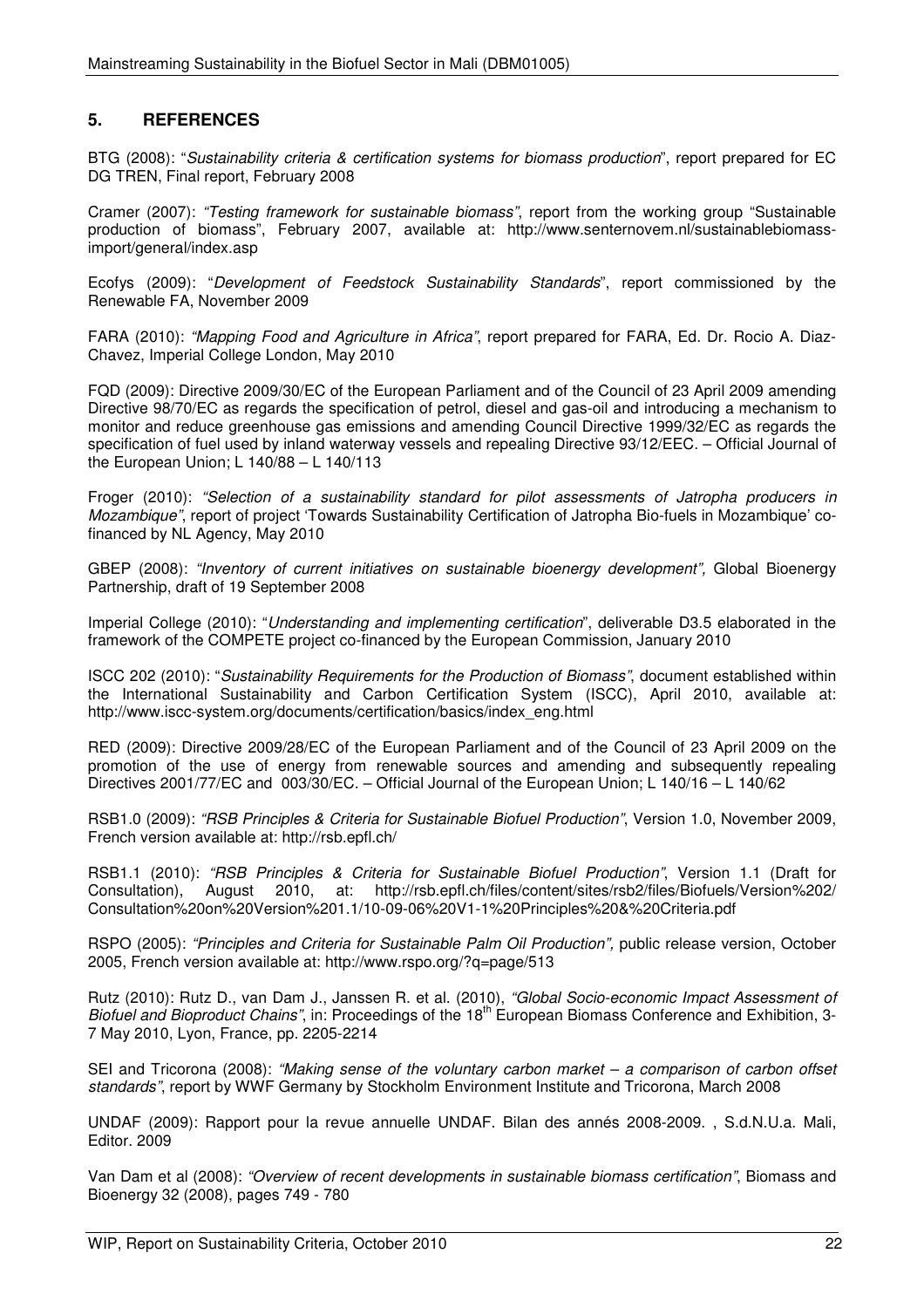## 5. REFERENCES

BTG (2008): "*Sustainability criteria & certification systems for biomass production*", report prepared for EC DG TREN, Final report, February 2008

Cramer (2007): *"Testing framework for sustainable biomass"*, report from the working group "Sustainable production of biomass", February 2007, available at: http://www.senternovem.nl/sustainablebiomassimport/general/index.asp

Ecofys (2009): "*Development of Feedstock Sustainability Standards*", report commissioned by the Renewable FA, November 2009

FARA (2010): *"Mapping Food and Agriculture in Africa"*, report prepared for FARA, Ed. Dr. Rocio A. Diaz-Chavez, Imperial College London, May 2010

FQD (2009): Directive 2009/30/EC of the European Parliament and of the Council of 23 April 2009 amending Directive 98/70/EC as regards the specification of petrol, diesel and gas-oil and introducing a mechanism to monitor and reduce greenhouse gas emissions and amending Council Directive 1999/32/EC as regards the specification of fuel used by inland waterway vessels and repealing Directive 93/12/EEC. – Official Journal of the European Union; L 140/88 – L 140/113

Froger (2010): *"Selection of a sustainability standard for pilot assessments of Jatropha producers in Mozambique"*, report of project 'Towards Sustainability Certification of Jatropha Bio-fuels in Mozambique' co-financed by NL Agency, May 2010

GBEP (2008): *"Inventory of current initiatives on sustainable bioenergy development",* Global Bioenergy Partnership, draft of 19 September 2008

Imperial College (2010): "*Understanding and implementing certification*", deliverable D3.5 elaborated in the framework of the COMPETE project co-financed by the European Commission, January 2010

ISCC 202 (2010): "*Sustainability Requirements for the Production of Biomass"*, document established within the International Sustainability and Carbon Certification System (ISCC), April 2010, available at: http://www.iscc-system.org/documents/certification/basics/index_eng.html

RED (2009): Directive 2009/28/EC of the European Parliament and of the Council of 23 April 2009 on the promotion of the use of energy from renewable sources and amending and subsequently repealing Directives 2001/77/EC and 003/30/EC. – Official Journal of the European Union; L 140/16 – L 140/62

RSB1.0 (2009): *"RSB Principles & Criteria for Sustainable Biofuel Production"*, Version 1.0, November 2009, French version available at: http://rsb.epfl.ch/

RSB1.1 (2010): *"RSB Principles & Criteria for Sustainable Biofuel Production"*, Version 1.1 (Draft for Consultation), August 2010, at: http://rsb.epfl.ch/files/content/sites/rsb2/files/Biofuels/Version%202/Consultation%20on%20Version%201.1/10-09-06%20V1-1%20Principles%20&%20Criteria.pdf

RSPO (2005): *"Principles and Criteria for Sustainable Palm Oil Production",* public release version, October 2005, French version available at: http://www.rspo.org/?q=page/513

Rutz (2010): Rutz D., van Dam J., Janssen R. et al. (2010), *"Global Socio-economic Impact Assessment of Biofuel and Bioproduct Chains"*, in: Proceedings of the 18th European Biomass Conference and Exhibition, 3-7 May 2010, Lyon, France, pp. 2205-2214

SEI and Tricorona (2008): *"Making sense of the voluntary carbon market – a comparison of carbon offset standards"*, report by WWF Germany by Stockholm Environment Institute and Tricorona, March 2008

UNDAF (2009): Rapport pour la revue annuelle UNDAF. Bilan des annés 2008-2009. , S.d.N.U.a. Mali, Editor. 2009

Van Dam et al (2008): *"Overview of recent developments in sustainable biomass certification"*, Biomass and Bioenergy 32 (2008), pages 749 - 780